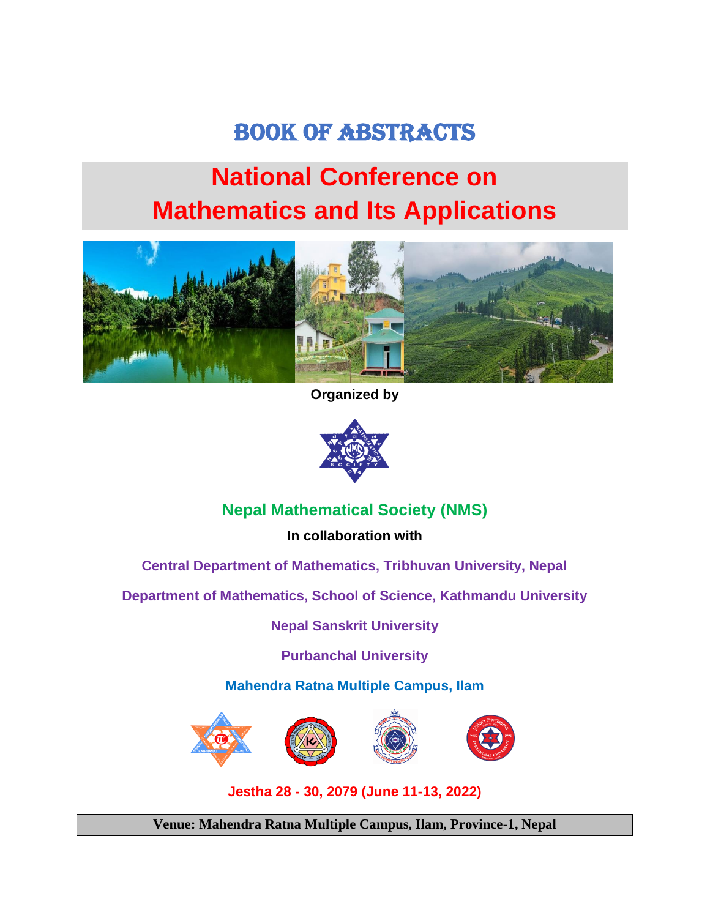# BOOK OF ABSTRACTS

## National Conference on Mathematics and Its Applications

**Organized by**

## Nepal Mathematical Society (NMS)

**In collaboration with**

**Central Department of Mathematics, Tribhuvan University, Nepal**

**Department of Mathematics, School of Science, Kathmandu University**

**Nepal Sanskrit University**

**Purbanchal University**

**Mahendra Ratna Multiple Campus, Ilam**

**Jestha 28 - 30, 2079 (June 11-13, 2022)**

**Venue: Mahendra Ratna Multiple Campus, Ilam, Province-1, Nepal**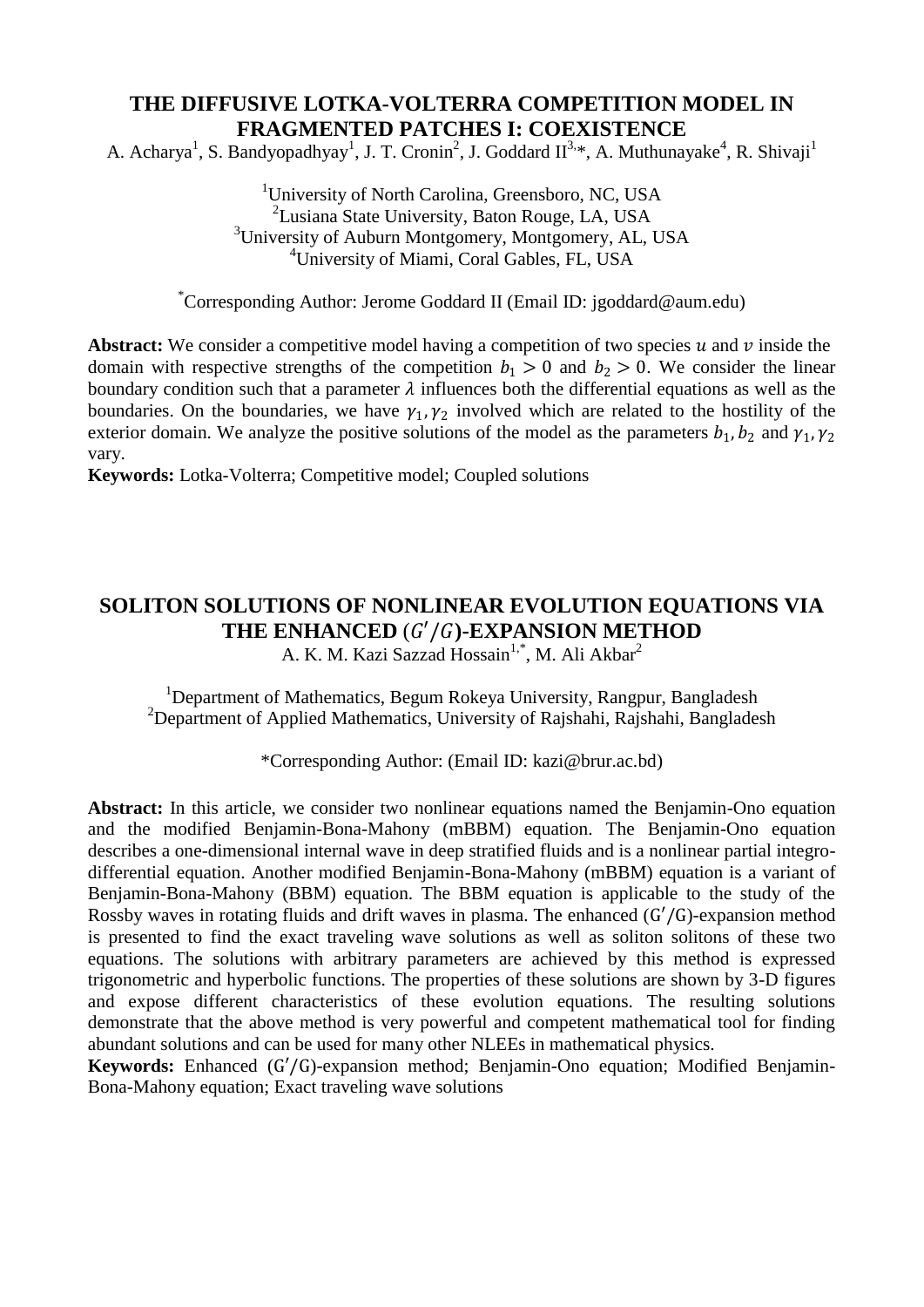## THE DIFFUSIVE LOTKA-VOLTERRA COMPETITION MODEL IN FRAGMENTED PATCHES I: COEXISTENCE

A. Acharya[1], S. Bandyopadhyay[1], J. T. Cronin[2], J. Goddard II[3,*], A. Muthunayake[4], R. Shivaji[1]

[1]University of North Carolina, Greensboro, NC, USA
[2]Lusiana State University, Baton Rouge, LA, USA
[3]University of Auburn Montgomery, Montgomery, AL, USA
[4]University of Miami, Coral Gables, FL, USA

[*]Corresponding Author: Jerome Goddard II (Email ID: jgoddard@aum.edu)

**Abstract:** We consider a competitive model having a competition of two species $u$ and $v$ inside the domain with respective strengths of the competition $b_1 > 0$ and $b_2 > 0$. We consider the linear boundary condition such that a parameter $\lambda$ influences both the differential equations as well as the boundaries. On the boundaries, we have $\gamma_1, \gamma_2$ involved which are related to the hostility of the exterior domain. We analyze the positive solutions of the model as the parameters $b_1, b_2$ and $\gamma_1, \gamma_2$ vary.

**Keywords:** Lotka-Volterra; Competitive model; Coupled solutions

## SOLITON SOLUTIONS OF NONLINEAR EVOLUTION EQUATIONS VIA THE ENHANCED $(G'/G)$-EXPANSION METHOD

A. K. M. Kazi Sazzad Hossain[1,*], M. Ali Akbar[2]

[1]Department of Mathematics, Begum Rokeya University, Rangpur, Bangladesh
[2]Department of Applied Mathematics, University of Rajshahi, Rajshahi, Bangladesh

*Corresponding Author: (Email ID: kazi@brur.ac.bd)

**Abstract:** In this article, we consider two nonlinear equations named the Benjamin-Ono equation and the modified Benjamin-Bona-Mahony (mBBM) equation. The Benjamin-Ono equation describes a one-dimensional internal wave in deep stratified fluids and is a nonlinear partial integro-differential equation. Another modified Benjamin-Bona-Mahony (mBBM) equation is a variant of Benjamin-Bona-Mahony (BBM) equation. The BBM equation is applicable to the study of the Rossby waves in rotating fluids and drift waves in plasma. The enhanced $(G'/G)$-expansion method is presented to find the exact traveling wave solutions as well as soliton solitons of these two equations. The solutions with arbitrary parameters are achieved by this method is expressed trigonometric and hyperbolic functions. The properties of these solutions are shown by 3-D figures and expose different characteristics of these evolution equations. The resulting solutions demonstrate that the above method is very powerful and competent mathematical tool for finding abundant solutions and can be used for many other NLEEs in mathematical physics.

**Keywords:** Enhanced $(G'/G)$-expansion method; Benjamin-Ono equation; Modified Benjamin-Bona-Mahony equation; Exact traveling wave solutions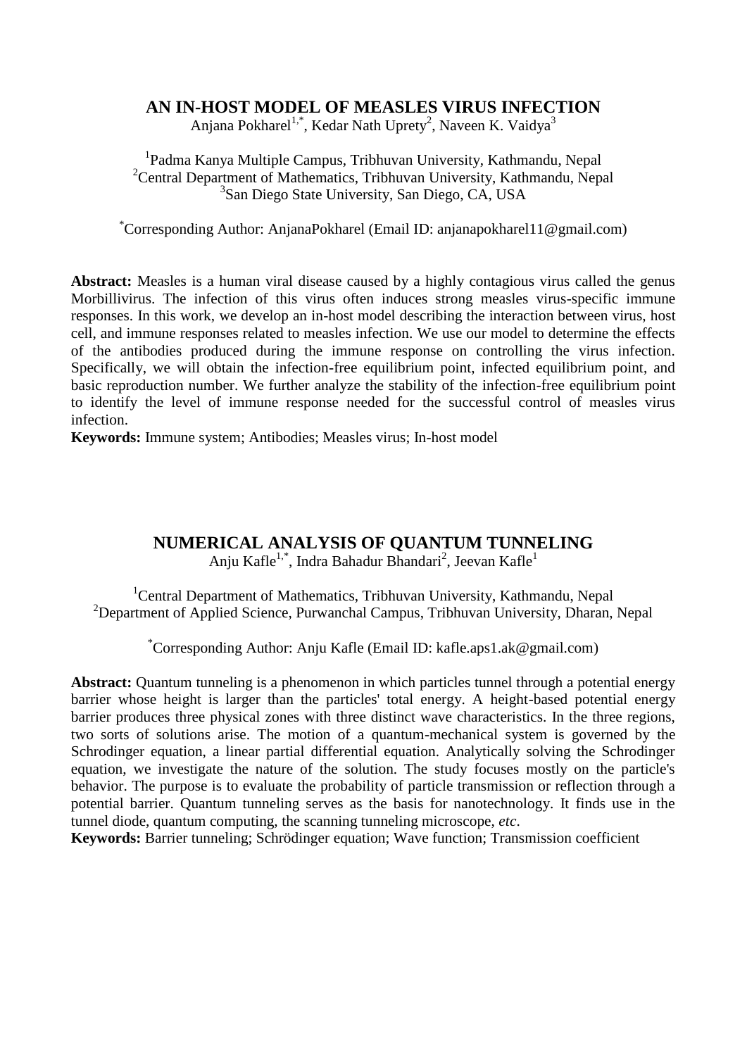## AN IN-HOST MODEL OF MEASLES VIRUS INFECTION

Anjana Pokharel[1,*], Kedar Nath Uprety[2], Naveen K. Vaidya[3]

[1]Padma Kanya Multiple Campus, Tribhuvan University, Kathmandu, Nepal
[2]Central Department of Mathematics, Tribhuvan University, Kathmandu, Nepal
[3]San Diego State University, San Diego, CA, USA

[*]Corresponding Author: AnjanaPokharel (Email ID: anjanapokharel11@gmail.com)

**Abstract:** Measles is a human viral disease caused by a highly contagious virus called the genus Morbillivirus. The infection of this virus often induces strong measles virus-specific immune responses. In this work, we develop an in-host model describing the interaction between virus, host cell, and immune responses related to measles infection. We use our model to determine the effects of the antibodies produced during the immune response on controlling the virus infection. Specifically, we will obtain the infection-free equilibrium point, infected equilibrium point, and basic reproduction number. We further analyze the stability of the infection-free equilibrium point to identify the level of immune response needed for the successful control of measles virus infection.

**Keywords:** Immune system; Antibodies; Measles virus; In-host model

## NUMERICAL ANALYSIS OF QUANTUM TUNNELING

Anju Kafle[1,*], Indra Bahadur Bhandari[2], Jeevan Kafle[1]

[1]Central Department of Mathematics, Tribhuvan University, Kathmandu, Nepal
[2]Department of Applied Science, Purwanchal Campus, Tribhuvan University, Dharan, Nepal

[*]Corresponding Author: Anju Kafle (Email ID: kafle.aps1.ak@gmail.com)

**Abstract:** Quantum tunneling is a phenomenon in which particles tunnel through a potential energy barrier whose height is larger than the particles' total energy. A height-based potential energy barrier produces three physical zones with three distinct wave characteristics. In the three regions, two sorts of solutions arise. The motion of a quantum-mechanical system is governed by the Schrodinger equation, a linear partial differential equation. Analytically solving the Schrodinger equation, we investigate the nature of the solution. The study focuses mostly on the particle's behavior. The purpose is to evaluate the probability of particle transmission or reflection through a potential barrier. Quantum tunneling serves as the basis for nanotechnology. It finds use in the tunnel diode, quantum computing, the scanning tunneling microscope, *etc*.

**Keywords:** Barrier tunneling; Schrödinger equation; Wave function; Transmission coefficient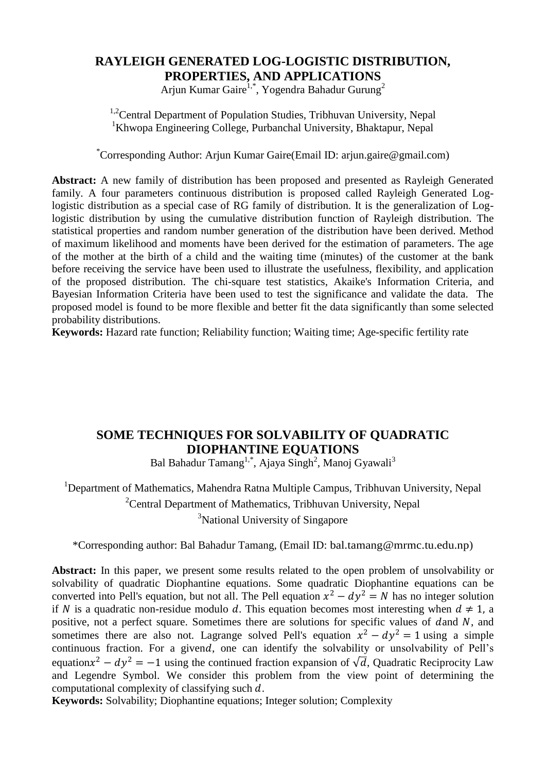## RAYLEIGH GENERATED LOG-LOGISTIC DISTRIBUTION, PROPERTIES, AND APPLICATIONS

Arjun Kumar Gaire[1,*], Yogendra Bahadur Gurung[2]

[1,2]Central Department of Population Studies, Tribhuvan University, Nepal
[1]Khwopa Engineering College, Purbanchal University, Bhaktapur, Nepal

[*]Corresponding Author: Arjun Kumar Gaire(Email ID: arjun.gaire@gmail.com)

**Abstract:** A new family of distribution has been proposed and presented as Rayleigh Generated family. A four parameters continuous distribution is proposed called Rayleigh Generated Log-logistic distribution as a special case of RG family of distribution. It is the generalization of Log-logistic distribution by using the cumulative distribution function of Rayleigh distribution. The statistical properties and random number generation of the distribution have been derived. Method of maximum likelihood and moments have been derived for the estimation of parameters. The age of the mother at the birth of a child and the waiting time (minutes) of the customer at the bank before receiving the service have been used to illustrate the usefulness, flexibility, and application of the proposed distribution. The chi-square test statistics, Akaike's Information Criteria, and Bayesian Information Criteria have been used to test the significance and validate the data. The proposed model is found to be more flexible and better fit the data significantly than some selected probability distributions.

**Keywords:** Hazard rate function; Reliability function; Waiting time; Age-specific fertility rate

## SOME TECHNIQUES FOR SOLVABILITY OF QUADRATIC DIOPHANTINE EQUATIONS

Bal Bahadur Tamang[1,*], Ajaya Singh[2], Manoj Gyawali[3]

[1]Department of Mathematics, Mahendra Ratna Multiple Campus, Tribhuvan University, Nepal
[2]Central Department of Mathematics, Tribhuvan University, Nepal
[3]National University of Singapore

*Corresponding author: Bal Bahadur Tamang, (Email ID: bal.tamang@mrmc.tu.edu.np)

**Abstract:** In this paper, we present some results related to the open problem of unsolvability or solvability of quadratic Diophantine equations. Some quadratic Diophantine equations can be converted into Pell's equation, but not all. The Pell equation $x^2 - dy^2 = N$ has no integer solution if $N$ is a quadratic non-residue modulo $d$. This equation becomes most interesting when $d \neq 1$, a positive, not a perfect square. Sometimes there are solutions for specific values of $d$ and $N$, and sometimes there are also not. Lagrange solved Pell's equation $x^2 - dy^2 = 1$ using a simple continuous fraction. For a given $d$, one can identify the solvability or unsolvability of Pell's equation $x^2 - dy^2 = -1$ using the continued fraction expansion of $\sqrt{d}$, Quadratic Reciprocity Law and Legendre Symbol. We consider this problem from the view point of determining the computational complexity of classifying such $d$.

**Keywords:** Solvability; Diophantine equations; Integer solution; Complexity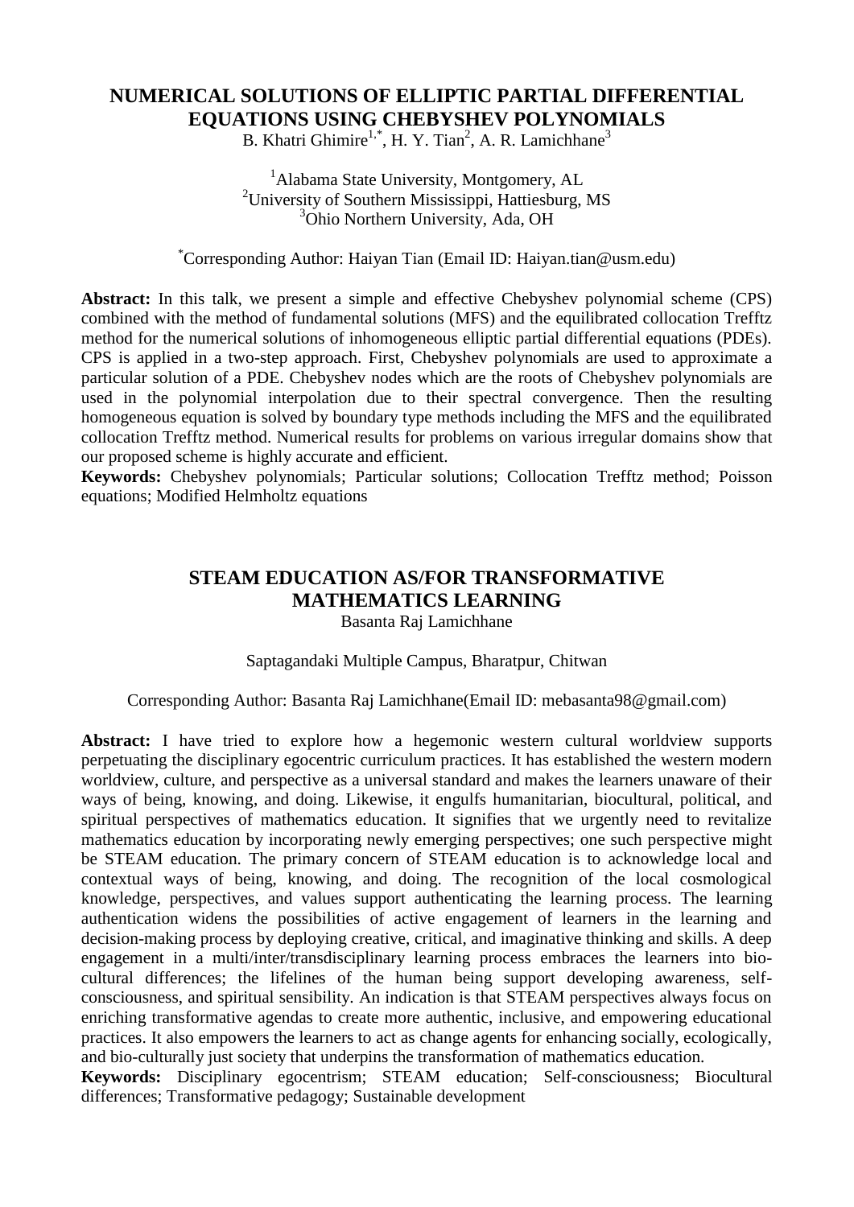## NUMERICAL SOLUTIONS OF ELLIPTIC PARTIAL DIFFERENTIAL EQUATIONS USING CHEBYSHEV POLYNOMIALS

B. Khatri Ghimire[1,*], H. Y. Tian[2], A. R. Lamichhane[3]

[1]Alabama State University, Montgomery, AL
[2]University of Southern Mississippi, Hattiesburg, MS
[3]Ohio Northern University, Ada, OH

[*]Corresponding Author: Haiyan Tian (Email ID: Haiyan.tian@usm.edu)

**Abstract:** In this talk, we present a simple and effective Chebyshev polynomial scheme (CPS) combined with the method of fundamental solutions (MFS) and the equilibrated collocation Trefftz method for the numerical solutions of inhomogeneous elliptic partial differential equations (PDEs). CPS is applied in a two-step approach. First, Chebyshev polynomials are used to approximate a particular solution of a PDE. Chebyshev nodes which are the roots of Chebyshev polynomials are used in the polynomial interpolation due to their spectral convergence. Then the resulting homogeneous equation is solved by boundary type methods including the MFS and the equilibrated collocation Trefftz method. Numerical results for problems on various irregular domains show that our proposed scheme is highly accurate and efficient.

**Keywords:** Chebyshev polynomials; Particular solutions; Collocation Trefftz method; Poisson equations; Modified Helmholtz equations

## STEAM EDUCATION AS/FOR TRANSFORMATIVE MATHEMATICS LEARNING

Basanta Raj Lamichhane

Saptagandaki Multiple Campus, Bharatpur, Chitwan

Corresponding Author: Basanta Raj Lamichhane(Email ID: mebasanta98@gmail.com)

**Abstract:** I have tried to explore how a hegemonic western cultural worldview supports perpetuating the disciplinary egocentric curriculum practices. It has established the western modern worldview, culture, and perspective as a universal standard and makes the learners unaware of their ways of being, knowing, and doing. Likewise, it engulfs humanitarian, biocultural, political, and spiritual perspectives of mathematics education. It signifies that we urgently need to revitalize mathematics education by incorporating newly emerging perspectives; one such perspective might be STEAM education. The primary concern of STEAM education is to acknowledge local and contextual ways of being, knowing, and doing. The recognition of the local cosmological knowledge, perspectives, and values support authenticating the learning process. The learning authentication widens the possibilities of active engagement of learners in the learning and decision-making process by deploying creative, critical, and imaginative thinking and skills. A deep engagement in a multi/inter/transdisciplinary learning process embraces the learners into bio-cultural differences; the lifelines of the human being support developing awareness, self-consciousness, and spiritual sensibility. An indication is that STEAM perspectives always focus on enriching transformative agendas to create more authentic, inclusive, and empowering educational practices. It also empowers the learners to act as change agents for enhancing socially, ecologically, and bio-culturally just society that underpins the transformation of mathematics education.

**Keywords:** Disciplinary egocentrism; STEAM education; Self-consciousness; Biocultural differences; Transformative pedagogy; Sustainable development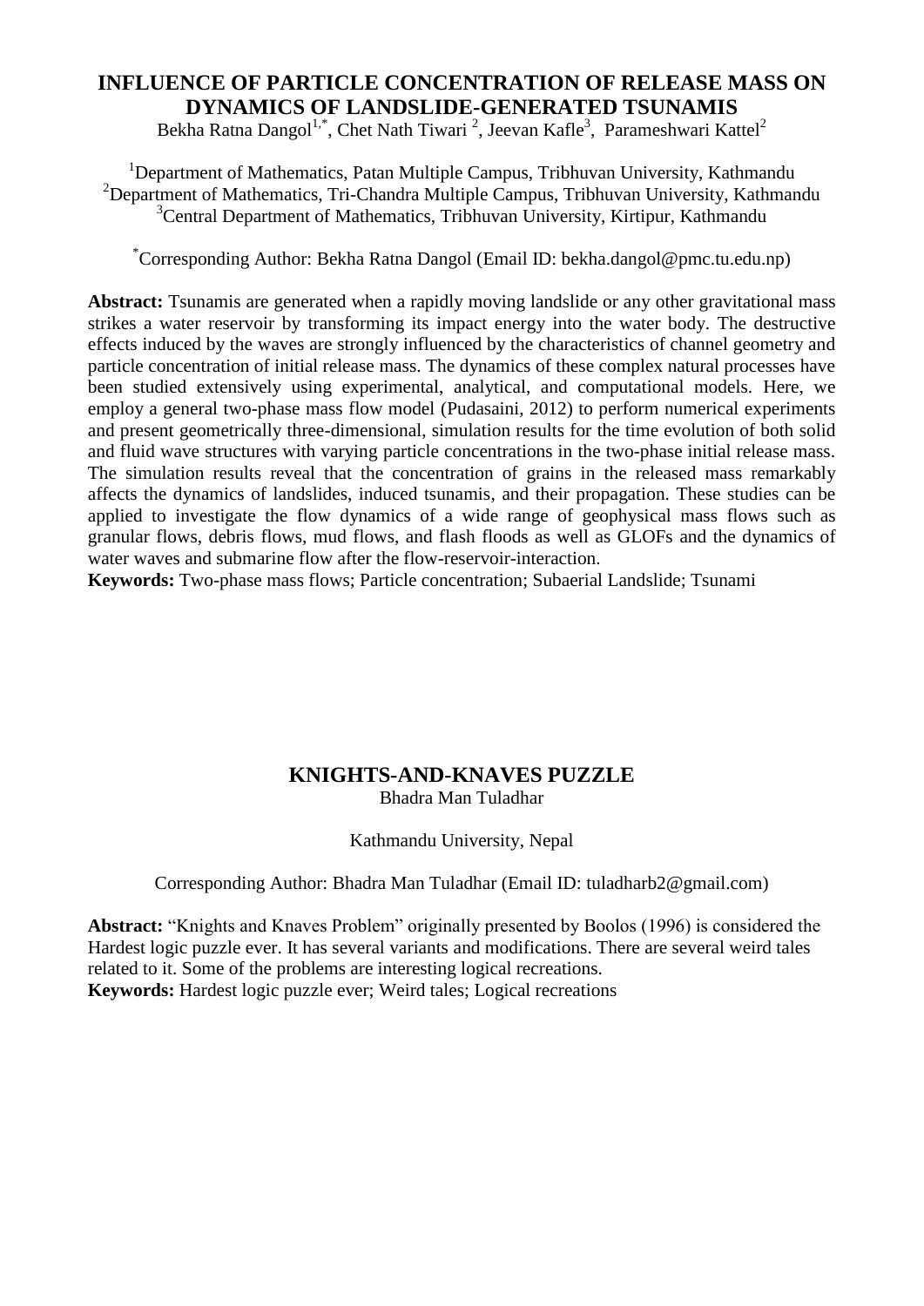## INFLUENCE OF PARTICLE CONCENTRATION OF RELEASE MASS ON DYNAMICS OF LANDSLIDE-GENERATED TSUNAMIS

Bekha Ratna Dangol[1,*], Chet Nath Tiwari [2], Jeevan Kafle[3], Parameshwari Kattel[2]

[1]Department of Mathematics, Patan Multiple Campus, Tribhuvan University, Kathmandu
[2]Department of Mathematics, Tri-Chandra Multiple Campus, Tribhuvan University, Kathmandu
[3]Central Department of Mathematics, Tribhuvan University, Kirtipur, Kathmandu

[*]Corresponding Author: Bekha Ratna Dangol (Email ID: bekha.dangol@pmc.tu.edu.np)

**Abstract:** Tsunamis are generated when a rapidly moving landslide or any other gravitational mass strikes a water reservoir by transforming its impact energy into the water body. The destructive effects induced by the waves are strongly influenced by the characteristics of channel geometry and particle concentration of initial release mass. The dynamics of these complex natural processes have been studied extensively using experimental, analytical, and computational models. Here, we employ a general two-phase mass flow model (Pudasaini, 2012) to perform numerical experiments and present geometrically three-dimensional, simulation results for the time evolution of both solid and fluid wave structures with varying particle concentrations in the two-phase initial release mass. The simulation results reveal that the concentration of grains in the released mass remarkably affects the dynamics of landslides, induced tsunamis, and their propagation. These studies can be applied to investigate the flow dynamics of a wide range of geophysical mass flows such as granular flows, debris flows, mud flows, and flash floods as well as GLOFs and the dynamics of water waves and submarine flow after the flow-reservoir-interaction.

**Keywords:** Two-phase mass flows; Particle concentration; Subaerial Landslide; Tsunami

## KNIGHTS-AND-KNAVES PUZZLE

Bhadra Man Tuladhar

Kathmandu University, Nepal

Corresponding Author: Bhadra Man Tuladhar (Email ID: tuladharb2@gmail.com)

**Abstract:** "Knights and Knaves Problem" originally presented by Boolos (1996) is considered the Hardest logic puzzle ever. It has several variants and modifications. There are several weird tales related to it. Some of the problems are interesting logical recreations.

**Keywords:** Hardest logic puzzle ever; Weird tales; Logical recreations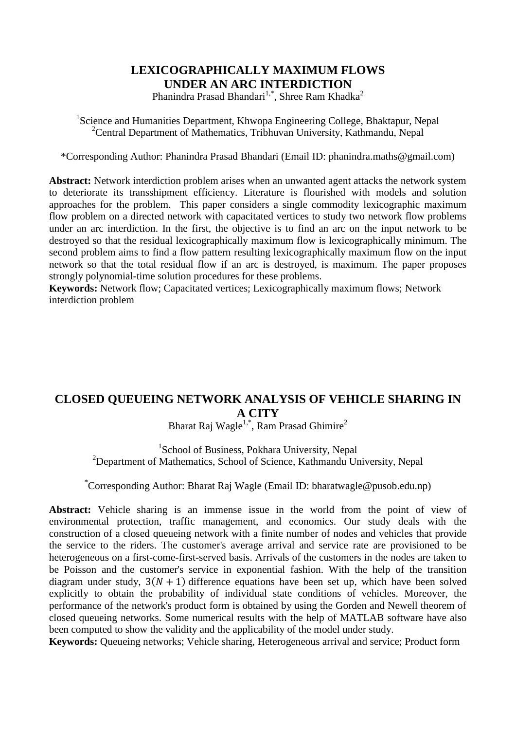## LEXICOGRAPHICALLY MAXIMUM FLOWS UNDER AN ARC INTERDICTION

Phanindra Prasad Bhandari[1,*], Shree Ram Khadka[2]

[1]Science and Humanities Department, Khwopa Engineering College, Bhaktapur, Nepal
[2]Central Department of Mathematics, Tribhuvan University, Kathmandu, Nepal

*Corresponding Author: Phanindra Prasad Bhandari (Email ID: phanindra.maths@gmail.com)

**Abstract:** Network interdiction problem arises when an unwanted agent attacks the network system to deteriorate its transshipment efficiency. Literature is flourished with models and solution approaches for the problem. This paper considers a single commodity lexicographic maximum flow problem on a directed network with capacitated vertices to study two network flow problems under an arc interdiction. In the first, the objective is to find an arc on the input network to be destroyed so that the residual lexicographically maximum flow is lexicographically minimum. The second problem aims to find a flow pattern resulting lexicographically maximum flow on the input network so that the total residual flow if an arc is destroyed, is maximum. The paper proposes strongly polynomial-time solution procedures for these problems.

**Keywords:** Network flow; Capacitated vertices; Lexicographically maximum flows; Network interdiction problem

## CLOSED QUEUEING NETWORK ANALYSIS OF VEHICLE SHARING IN A CITY

Bharat Raj Wagle[1,*], Ram Prasad Ghimire[2]

[1]School of Business, Pokhara University, Nepal
[2]Department of Mathematics, School of Science, Kathmandu University, Nepal

*Corresponding Author: Bharat Raj Wagle (Email ID: bharatwagle@pusob.edu.np)

**Abstract:** Vehicle sharing is an immense issue in the world from the point of view of environmental protection, traffic management, and economics. Our study deals with the construction of a closed queueing network with a finite number of nodes and vehicles that provide the service to the riders. The customer's average arrival and service rate are provisioned to be heterogeneous on a first-come-first-served basis. Arrivals of the customers in the nodes are taken to be Poisson and the customer's service in exponential fashion. With the help of the transition diagram under study, $3(N+1)$ difference equations have been set up, which have been solved explicitly to obtain the probability of individual state conditions of vehicles. Moreover, the performance of the network's product form is obtained by using the Gorden and Newell theorem of closed queueing networks. Some numerical results with the help of MATLAB software have also been computed to show the validity and the applicability of the model under study.

**Keywords:** Queueing networks; Vehicle sharing, Heterogeneous arrival and service; Product form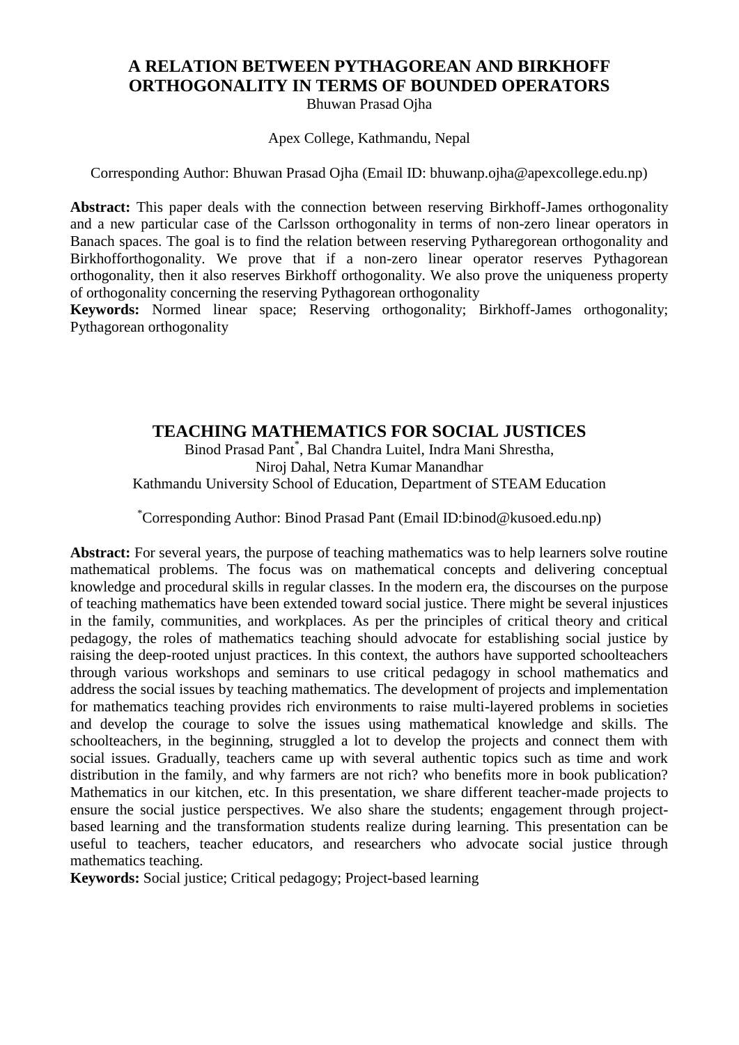## A RELATION BETWEEN PYTHAGOREAN AND BIRKHOFF ORTHOGONALITY IN TERMS OF BOUNDED OPERATORS

Bhuwan Prasad Ojha

Apex College, Kathmandu, Nepal

Corresponding Author: Bhuwan Prasad Ojha (Email ID: bhuwanp.ojha@apexcollege.edu.np)

**Abstract:** This paper deals with the connection between reserving Birkhoff-James orthogonality and a new particular case of the Carlsson orthogonality in terms of non-zero linear operators in Banach spaces. The goal is to find the relation between reserving Pytharegorean orthogonality and Birkhofforthogonality. We prove that if a non-zero linear operator reserves Pythagorean orthogonality, then it also reserves Birkhoff orthogonality. We also prove the uniqueness property of orthogonality concerning the reserving Pythagorean orthogonality

**Keywords:** Normed linear space; Reserving orthogonality; Birkhoff-James orthogonality; Pythagorean orthogonality

## TEACHING MATHEMATICS FOR SOCIAL JUSTICES

Binod Prasad Pant[*], Bal Chandra Luitel, Indra Mani Shrestha, Niroj Dahal, Netra Kumar Manandhar

Kathmandu University School of Education, Department of STEAM Education

[*]Corresponding Author: Binod Prasad Pant (Email ID:binod@kusoed.edu.np)

**Abstract:** For several years, the purpose of teaching mathematics was to help learners solve routine mathematical problems. The focus was on mathematical concepts and delivering conceptual knowledge and procedural skills in regular classes. In the modern era, the discourses on the purpose of teaching mathematics have been extended toward social justice. There might be several injustices in the family, communities, and workplaces. As per the principles of critical theory and critical pedagogy, the roles of mathematics teaching should advocate for establishing social justice by raising the deep-rooted unjust practices. In this context, the authors have supported schoolteachers through various workshops and seminars to use critical pedagogy in school mathematics and address the social issues by teaching mathematics. The development of projects and implementation for mathematics teaching provides rich environments to raise multi-layered problems in societies and develop the courage to solve the issues using mathematical knowledge and skills. The schoolteachers, in the beginning, struggled a lot to develop the projects and connect them with social issues. Gradually, teachers came up with several authentic topics such as time and work distribution in the family, and why farmers are not rich? who benefits more in book publication? Mathematics in our kitchen, etc. In this presentation, we share different teacher-made projects to ensure the social justice perspectives. We also share the students; engagement through project-based learning and the transformation students realize during learning. This presentation can be useful to teachers, teacher educators, and researchers who advocate social justice through mathematics teaching.

**Keywords:** Social justice; Critical pedagogy; Project-based learning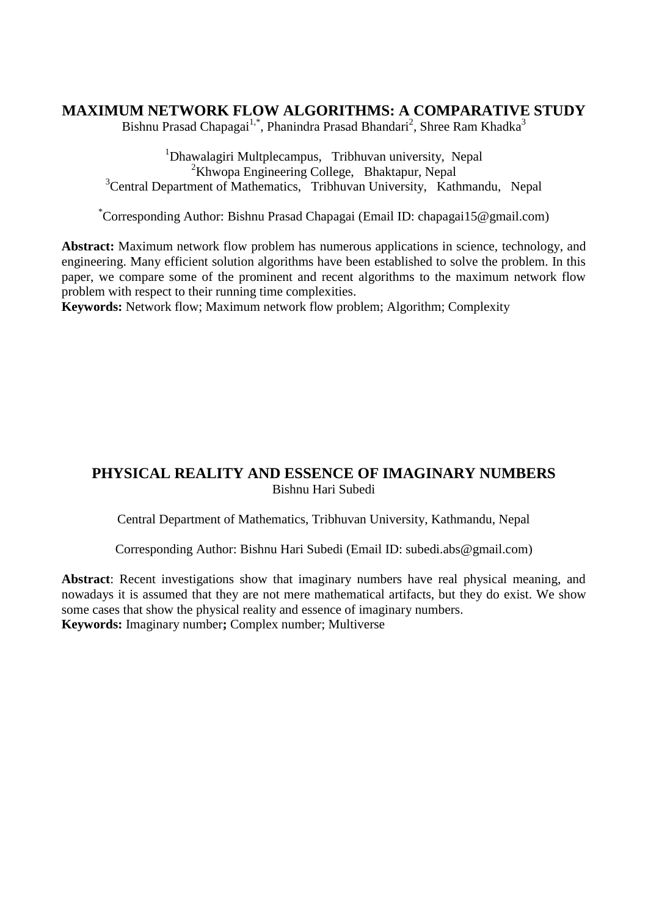# MAXIMUM NETWORK FLOW ALGORITHMS: A COMPARATIVE STUDY

Bishnu Prasad Chapagai[1,*], Phanindra Prasad Bhandari[2], Shree Ram Khadka[3]

[1]Dhawalagiri Multplecampus, Tribhuvan university, Nepal
[2]Khwopa Engineering College, Bhaktapur, Nepal
[3]Central Department of Mathematics, Tribhuvan University, Kathmandu, Nepal

[*]Corresponding Author: Bishnu Prasad Chapagai (Email ID: chapagai15@gmail.com)

**Abstract:** Maximum network flow problem has numerous applications in science, technology, and engineering. Many efficient solution algorithms have been established to solve the problem. In this paper, we compare some of the prominent and recent algorithms to the maximum network flow problem with respect to their running time complexities.

**Keywords:** Network flow; Maximum network flow problem; Algorithm; Complexity

# PHYSICAL REALITY AND ESSENCE OF IMAGINARY NUMBERS

Bishnu Hari Subedi

Central Department of Mathematics, Tribhuvan University, Kathmandu, Nepal

Corresponding Author: Bishnu Hari Subedi (Email ID: subedi.abs@gmail.com)

**Abstract**: Recent investigations show that imaginary numbers have real physical meaning, and nowadays it is assumed that they are not mere mathematical artifacts, but they do exist. We show some cases that show the physical reality and essence of imaginary numbers.

**Keywords:** Imaginary number**;** Complex number; Multiverse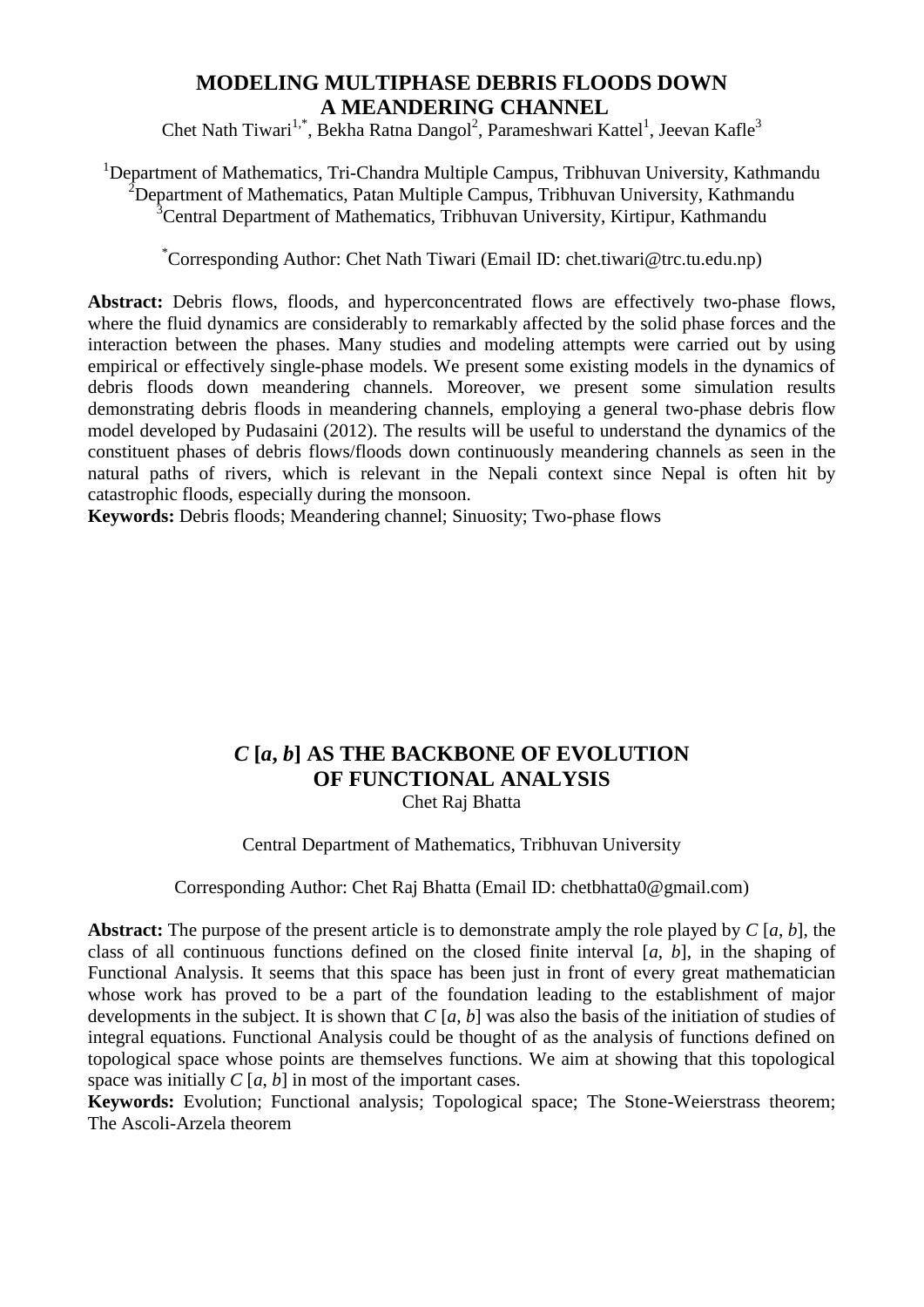## MODELING MULTIPHASE DEBRIS FLOODS DOWN A MEANDERING CHANNEL

Chet Nath Tiwari[1,*], Bekha Ratna Dangol[2], Parameshwari Kattel[1], Jeevan Kafle[3]

[1]Department of Mathematics, Tri-Chandra Multiple Campus, Tribhuvan University, Kathmandu
[2]Department of Mathematics, Patan Multiple Campus, Tribhuvan University, Kathmandu
[3]Central Department of Mathematics, Tribhuvan University, Kirtipur, Kathmandu

[*]Corresponding Author: Chet Nath Tiwari (Email ID: chet.tiwari@trc.tu.edu.np)

**Abstract:** Debris flows, floods, and hyperconcentrated flows are effectively two-phase flows, where the fluid dynamics are considerably to remarkably affected by the solid phase forces and the interaction between the phases. Many studies and modeling attempts were carried out by using empirical or effectively single-phase models. We present some existing models in the dynamics of debris floods down meandering channels. Moreover, we present some simulation results demonstrating debris floods in meandering channels, employing a general two-phase debris flow model developed by Pudasaini (2012). The results will be useful to understand the dynamics of the constituent phases of debris flows/floods down continuously meandering channels as seen in the natural paths of rivers, which is relevant in the Nepali context since Nepal is often hit by catastrophic floods, especially during the monsoon.

**Keywords:** Debris floods; Meandering channel; Sinuosity; Two-phase flows

## *C* [*a*, *b*] AS THE BACKBONE OF EVOLUTION OF FUNCTIONAL ANALYSIS

Chet Raj Bhatta

Central Department of Mathematics, Tribhuvan University

Corresponding Author: Chet Raj Bhatta (Email ID: chetbhatta0@gmail.com)

**Abstract:** The purpose of the present article is to demonstrate amply the role played by $C\,[a, b]$, the class of all continuous functions defined on the closed finite interval $[a, b]$, in the shaping of Functional Analysis. It seems that this space has been just in front of every great mathematician whose work has proved to be a part of the foundation leading to the establishment of major developments in the subject. It is shown that $C\,[a, b]$ was also the basis of the initiation of studies of integral equations. Functional Analysis could be thought of as the analysis of functions defined on topological space whose points are themselves functions. We aim at showing that this topological space was initially $C\,[a, b]$ in most of the important cases.

**Keywords:** Evolution; Functional analysis; Topological space; The Stone-Weierstrass theorem; The Ascoli-Arzela theorem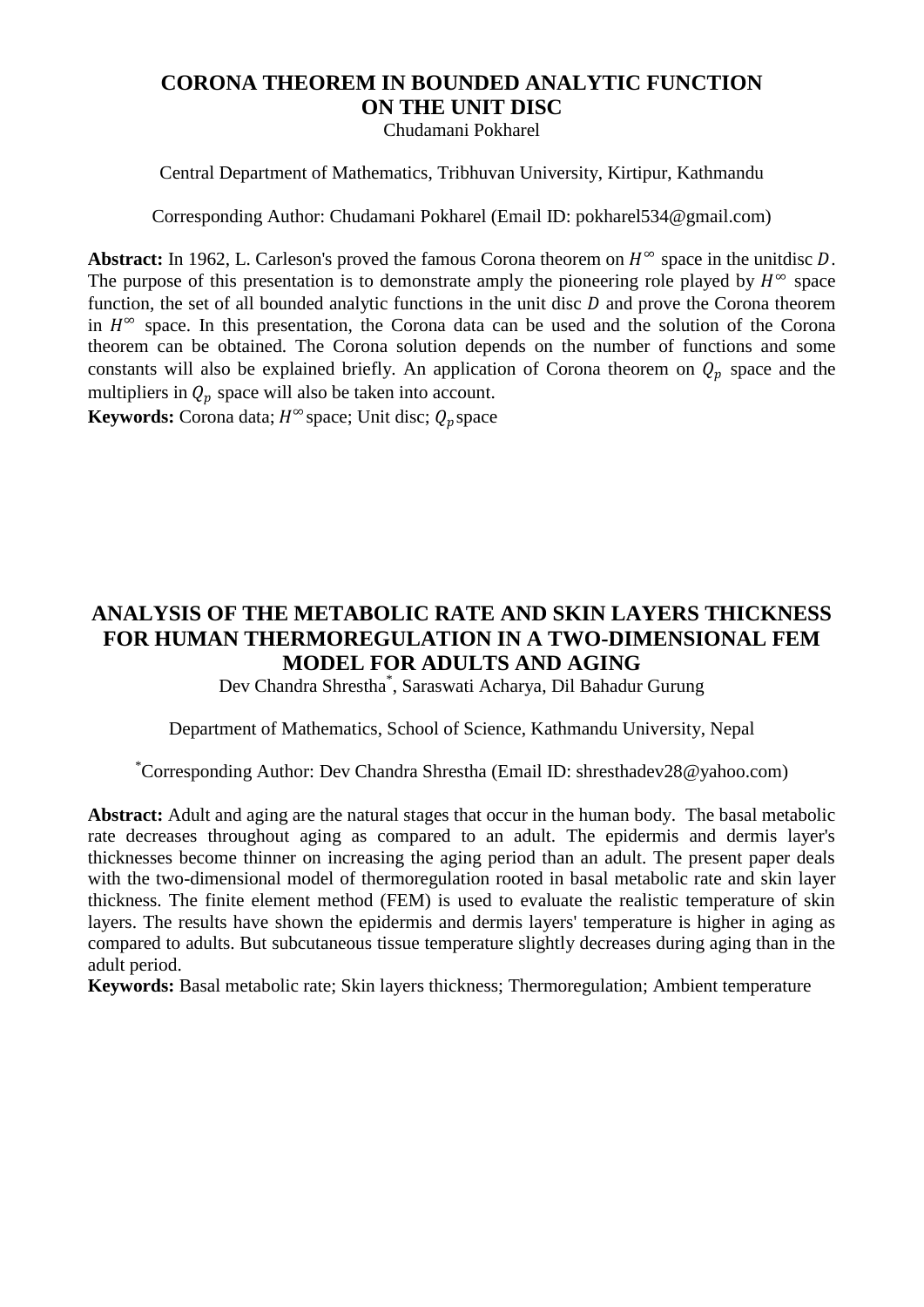## CORONA THEOREM IN BOUNDED ANALYTIC FUNCTION ON THE UNIT DISC

Chudamani Pokharel

Central Department of Mathematics, Tribhuvan University, Kirtipur, Kathmandu

Corresponding Author: Chudamani Pokharel (Email ID: pokharel534@gmail.com)

**Abstract:** In 1962, L. Carleson's proved the famous Corona theorem on $H^{\infty}$ space in the unitdisc $D$. The purpose of this presentation is to demonstrate amply the pioneering role played by $H^{\infty}$ space function, the set of all bounded analytic functions in the unit disc $D$ and prove the Corona theorem in $H^{\infty}$ space. In this presentation, the Corona data can be used and the solution of the Corona theorem can be obtained. The Corona solution depends on the number of functions and some constants will also be explained briefly. An application of Corona theorem on $Q_p$ space and the multipliers in $Q_p$ space will also be taken into account.

**Keywords:** Corona data; $H^{\infty}$ space; Unit disc; $Q_p$ space

## ANALYSIS OF THE METABOLIC RATE AND SKIN LAYERS THICKNESS FOR HUMAN THERMOREGULATION IN A TWO-DIMENSIONAL FEM MODEL FOR ADULTS AND AGING

Dev Chandra Shrestha*, Saraswati Acharya, Dil Bahadur Gurung

Department of Mathematics, School of Science, Kathmandu University, Nepal

*Corresponding Author: Dev Chandra Shrestha (Email ID: shresthadev28@yahoo.com)

**Abstract:** Adult and aging are the natural stages that occur in the human body. The basal metabolic rate decreases throughout aging as compared to an adult. The epidermis and dermis layer's thicknesses become thinner on increasing the aging period than an adult. The present paper deals with the two-dimensional model of thermoregulation rooted in basal metabolic rate and skin layer thickness. The finite element method (FEM) is used to evaluate the realistic temperature of skin layers. The results have shown the epidermis and dermis layers' temperature is higher in aging as compared to adults. But subcutaneous tissue temperature slightly decreases during aging than in the adult period.

**Keywords:** Basal metabolic rate; Skin layers thickness; Thermoregulation; Ambient temperature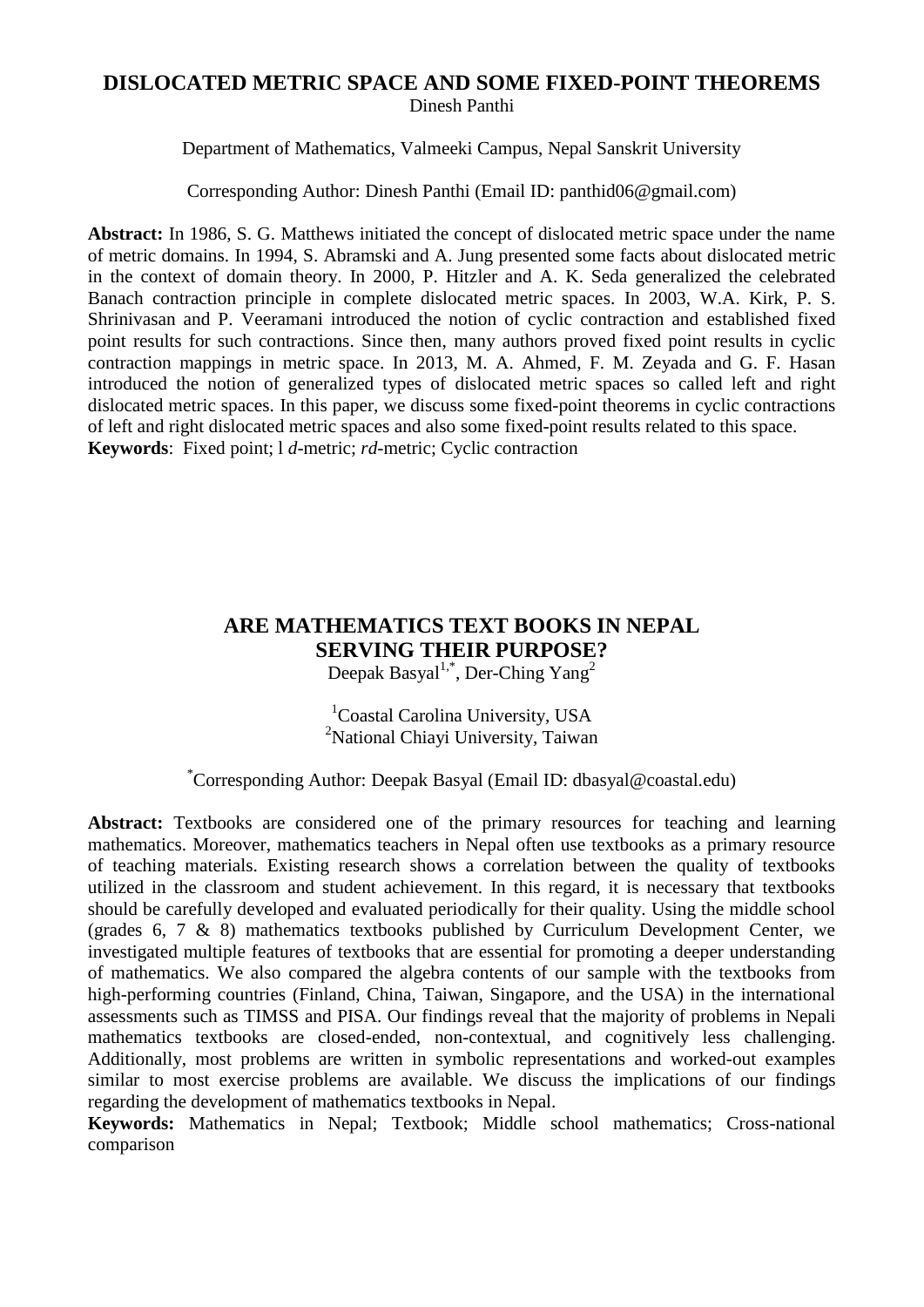# DISLOCATED METRIC SPACE AND SOME FIXED-POINT THEOREMS

Dinesh Panthi

Department of Mathematics, Valmeeki Campus, Nepal Sanskrit University

Corresponding Author: Dinesh Panthi (Email ID: panthid06@gmail.com)

**Abstract:** In 1986, S. G. Matthews initiated the concept of dislocated metric space under the name of metric domains. In 1994, S. Abramski and A. Jung presented some facts about dislocated metric in the context of domain theory. In 2000, P. Hitzler and A. K. Seda generalized the celebrated Banach contraction principle in complete dislocated metric spaces. In 2003, W.A. Kirk, P. S. Shrinivasan and P. Veeramani introduced the notion of cyclic contraction and established fixed point results for such contractions. Since then, many authors proved fixed point results in cyclic contraction mappings in metric space. In 2013, M. A. Ahmed, F. M. Zeyada and G. F. Hasan introduced the notion of generalized types of dislocated metric spaces so called left and right dislocated metric spaces. In this paper, we discuss some fixed-point theorems in cyclic contractions of left and right dislocated metric spaces and also some fixed-point results related to this space.

**Keywords**: Fixed point; l *d*-metric; *rd*-metric; Cyclic contraction

# ARE MATHEMATICS TEXT BOOKS IN NEPAL SERVING THEIR PURPOSE?

Deepak Basyal[1,*], Der-Ching Yang[2]

[1]Coastal Carolina University, USA
[2]National Chiayi University, Taiwan

[*]Corresponding Author: Deepak Basyal (Email ID: dbasyal@coastal.edu)

**Abstract:** Textbooks are considered one of the primary resources for teaching and learning mathematics. Moreover, mathematics teachers in Nepal often use textbooks as a primary resource of teaching materials. Existing research shows a correlation between the quality of textbooks utilized in the classroom and student achievement. In this regard, it is necessary that textbooks should be carefully developed and evaluated periodically for their quality. Using the middle school (grades 6, 7 & 8) mathematics textbooks published by Curriculum Development Center, we investigated multiple features of textbooks that are essential for promoting a deeper understanding of mathematics. We also compared the algebra contents of our sample with the textbooks from high-performing countries (Finland, China, Taiwan, Singapore, and the USA) in the international assessments such as TIMSS and PISA. Our findings reveal that the majority of problems in Nepali mathematics textbooks are closed-ended, non-contextual, and cognitively less challenging. Additionally, most problems are written in symbolic representations and worked-out examples similar to most exercise problems are available. We discuss the implications of our findings regarding the development of mathematics textbooks in Nepal.

**Keywords:** Mathematics in Nepal; Textbook; Middle school mathematics; Cross-national comparison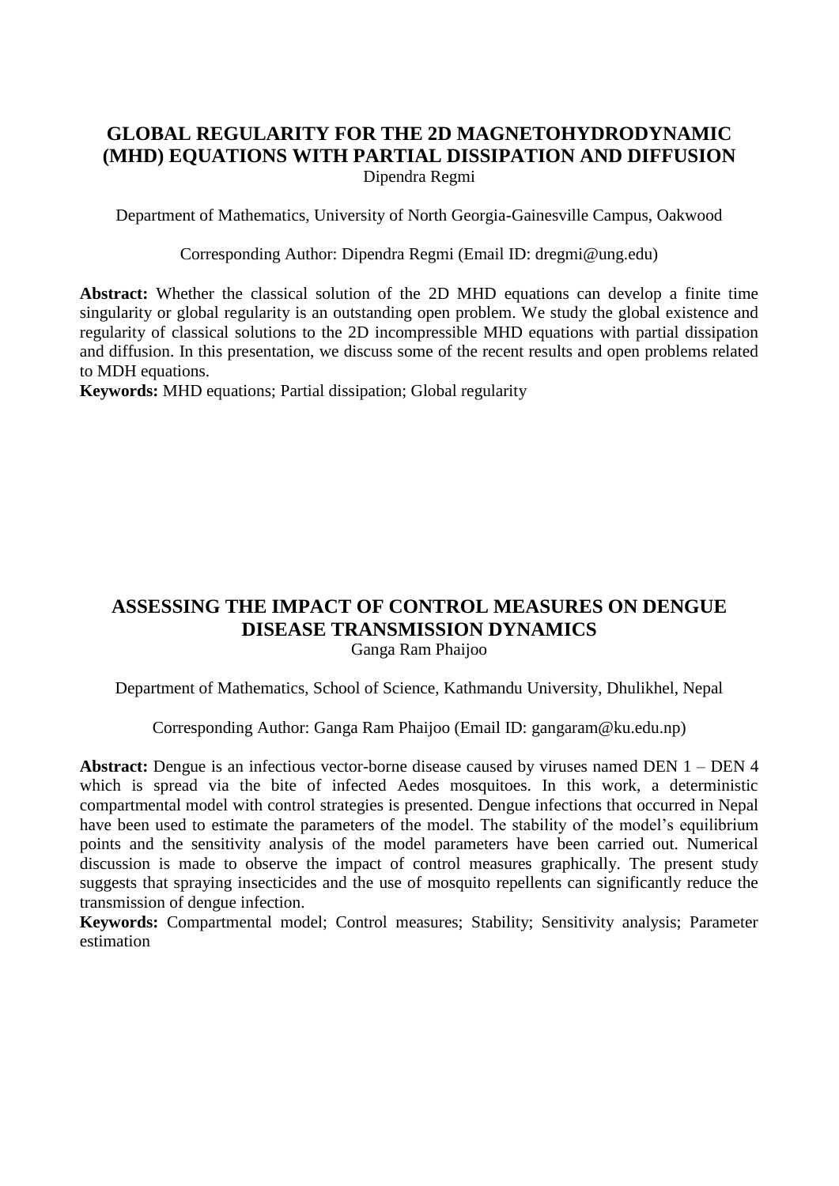## GLOBAL REGULARITY FOR THE 2D MAGNETOHYDRODYNAMIC (MHD) EQUATIONS WITH PARTIAL DISSIPATION AND DIFFUSION

Dipendra Regmi

Department of Mathematics, University of North Georgia-Gainesville Campus, Oakwood

Corresponding Author: Dipendra Regmi (Email ID: dregmi@ung.edu)

**Abstract:** Whether the classical solution of the 2D MHD equations can develop a finite time singularity or global regularity is an outstanding open problem. We study the global existence and regularity of classical solutions to the 2D incompressible MHD equations with partial dissipation and diffusion. In this presentation, we discuss some of the recent results and open problems related to MDH equations.

**Keywords:** MHD equations; Partial dissipation; Global regularity

## ASSESSING THE IMPACT OF CONTROL MEASURES ON DENGUE DISEASE TRANSMISSION DYNAMICS

Ganga Ram Phaijoo

Department of Mathematics, School of Science, Kathmandu University, Dhulikhel, Nepal

Corresponding Author: Ganga Ram Phaijoo (Email ID: gangaram@ku.edu.np)

**Abstract:** Dengue is an infectious vector-borne disease caused by viruses named DEN 1 – DEN 4 which is spread via the bite of infected Aedes mosquitoes. In this work, a deterministic compartmental model with control strategies is presented. Dengue infections that occurred in Nepal have been used to estimate the parameters of the model. The stability of the model's equilibrium points and the sensitivity analysis of the model parameters have been carried out. Numerical discussion is made to observe the impact of control measures graphically. The present study suggests that spraying insecticides and the use of mosquito repellents can significantly reduce the transmission of dengue infection.

**Keywords:** Compartmental model; Control measures; Stability; Sensitivity analysis; Parameter estimation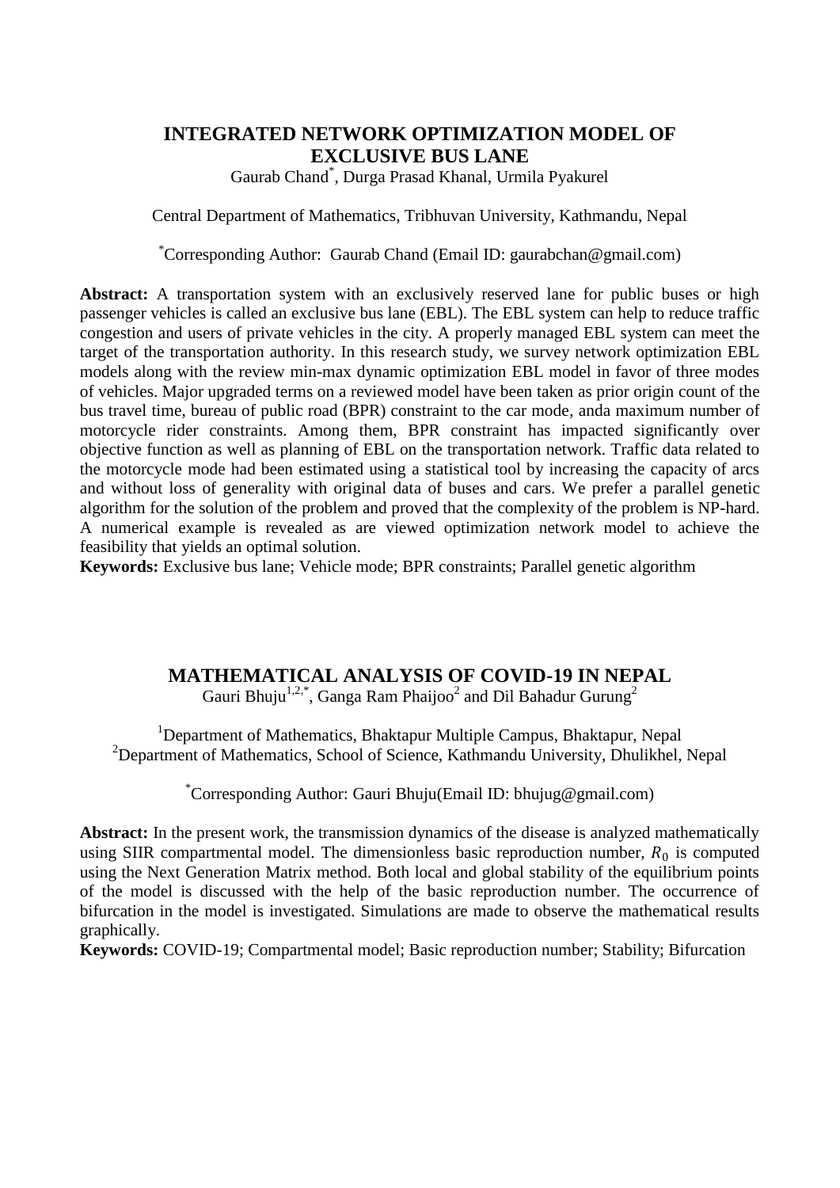## INTEGRATED NETWORK OPTIMIZATION MODEL OF EXCLUSIVE BUS LANE

Gaurab Chand*, Durga Prasad Khanal, Urmila Pyakurel

Central Department of Mathematics, Tribhuvan University, Kathmandu, Nepal

*Corresponding Author: Gaurab Chand (Email ID: gaurabchan@gmail.com)

**Abstract:** A transportation system with an exclusively reserved lane for public buses or high passenger vehicles is called an exclusive bus lane (EBL). The EBL system can help to reduce traffic congestion and users of private vehicles in the city. A properly managed EBL system can meet the target of the transportation authority. In this research study, we survey network optimization EBL models along with the review min-max dynamic optimization EBL model in favor of three modes of vehicles. Major upgraded terms on a reviewed model have been taken as prior origin count of the bus travel time, bureau of public road (BPR) constraint to the car mode, anda maximum number of motorcycle rider constraints. Among them, BPR constraint has impacted significantly over objective function as well as planning of EBL on the transportation network. Traffic data related to the motorcycle mode had been estimated using a statistical tool by increasing the capacity of arcs and without loss of generality with original data of buses and cars. We prefer a parallel genetic algorithm for the solution of the problem and proved that the complexity of the problem is NP-hard. A numerical example is revealed as are viewed optimization network model to achieve the feasibility that yields an optimal solution.

**Keywords:** Exclusive bus lane; Vehicle mode; BPR constraints; Parallel genetic algorithm

## MATHEMATICAL ANALYSIS OF COVID-19 IN NEPAL

Gauri Bhuju[1,2,*], Ganga Ram Phaijoo[2] and Dil Bahadur Gurung[2]

[1]Department of Mathematics, Bhaktapur Multiple Campus, Bhaktapur, Nepal
[2]Department of Mathematics, School of Science, Kathmandu University, Dhulikhel, Nepal

*Corresponding Author: Gauri Bhuju(Email ID: bhujug@gmail.com)

**Abstract:** In the present work, the transmission dynamics of the disease is analyzed mathematically using SIIR compartmental model. The dimensionless basic reproduction number, $R_0$ is computed using the Next Generation Matrix method. Both local and global stability of the equilibrium points of the model is discussed with the help of the basic reproduction number. The occurrence of bifurcation in the model is investigated. Simulations are made to observe the mathematical results graphically.

**Keywords:** COVID-19; Compartmental model; Basic reproduction number; Stability; Bifurcation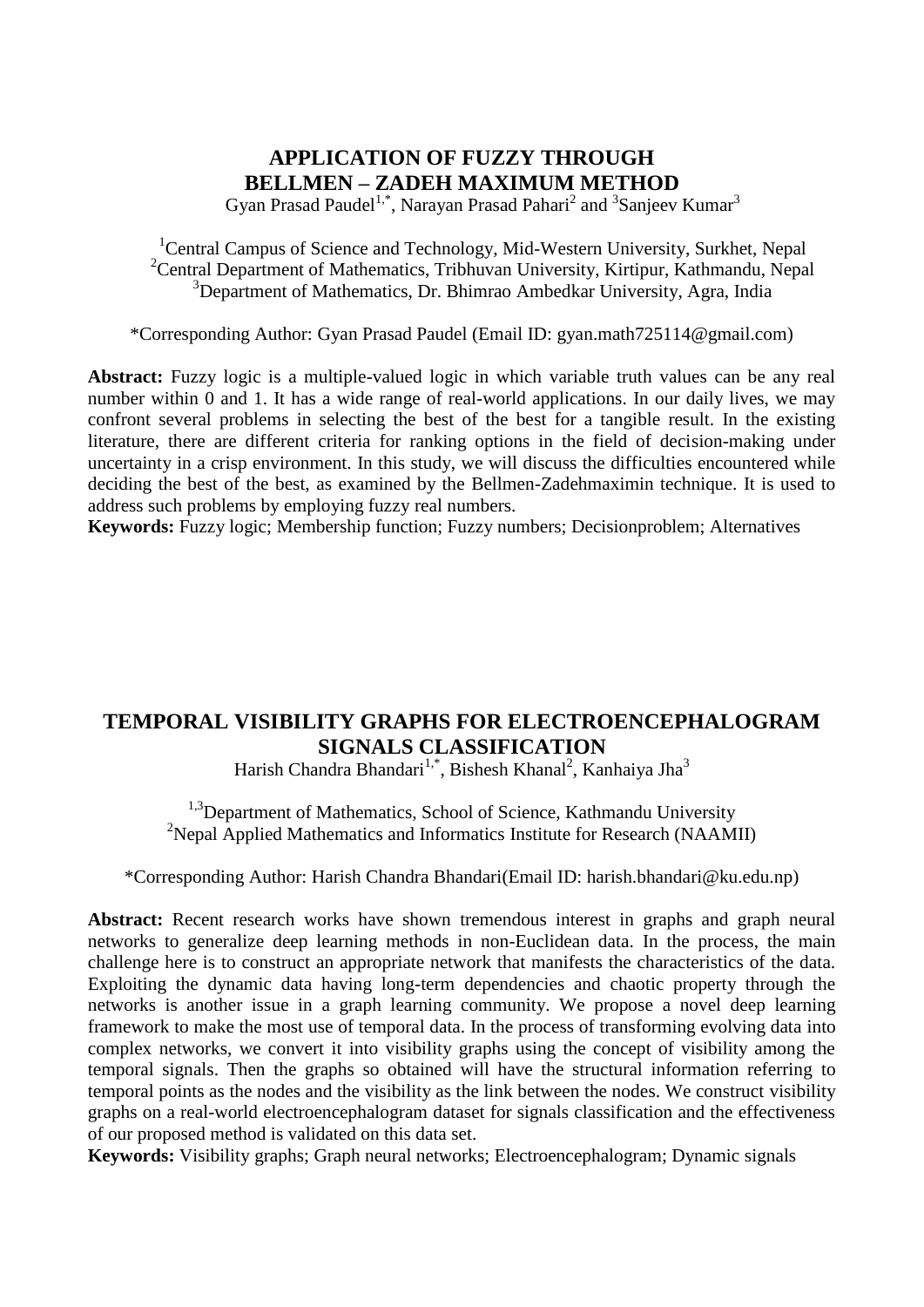## APPLICATION OF FUZZY THROUGH BELLMEN – ZADEH MAXIMUM METHOD

Gyan Prasad Paudel[1,*], Narayan Prasad Pahari[2] and [3]Sanjeev Kumar[3]

[1]Central Campus of Science and Technology, Mid-Western University, Surkhet, Nepal
[2]Central Department of Mathematics, Tribhuvan University, Kirtipur, Kathmandu, Nepal
[3]Department of Mathematics, Dr. Bhimrao Ambedkar University, Agra, India

*Corresponding Author: Gyan Prasad Paudel (Email ID: gyan.math725114@gmail.com)

**Abstract:** Fuzzy logic is a multiple-valued logic in which variable truth values can be any real number within 0 and 1. It has a wide range of real-world applications. In our daily lives, we may confront several problems in selecting the best of the best for a tangible result. In the existing literature, there are different criteria for ranking options in the field of decision-making under uncertainty in a crisp environment. In this study, we will discuss the difficulties encountered while deciding the best of the best, as examined by the Bellmen-Zadehmaximin technique. It is used to address such problems by employing fuzzy real numbers.

**Keywords:** Fuzzy logic; Membership function; Fuzzy numbers; Decisionproblem; Alternatives

## TEMPORAL VISIBILITY GRAPHS FOR ELECTROENCEPHALOGRAM SIGNALS CLASSIFICATION

Harish Chandra Bhandari[1,*], Bishesh Khanal[2], Kanhaiya Jha[3]

[1,3]Department of Mathematics, School of Science, Kathmandu University
[2]Nepal Applied Mathematics and Informatics Institute for Research (NAAMII)

*Corresponding Author: Harish Chandra Bhandari(Email ID: harish.bhandari@ku.edu.np)

**Abstract:** Recent research works have shown tremendous interest in graphs and graph neural networks to generalize deep learning methods in non-Euclidean data. In the process, the main challenge here is to construct an appropriate network that manifests the characteristics of the data. Exploiting the dynamic data having long-term dependencies and chaotic property through the networks is another issue in a graph learning community. We propose a novel deep learning framework to make the most use of temporal data. In the process of transforming evolving data into complex networks, we convert it into visibility graphs using the concept of visibility among the temporal signals. Then the graphs so obtained will have the structural information referring to temporal points as the nodes and the visibility as the link between the nodes. We construct visibility graphs on a real-world electroencephalogram dataset for signals classification and the effectiveness of our proposed method is validated on this data set.

**Keywords:** Visibility graphs; Graph neural networks; Electroencephalogram; Dynamic signals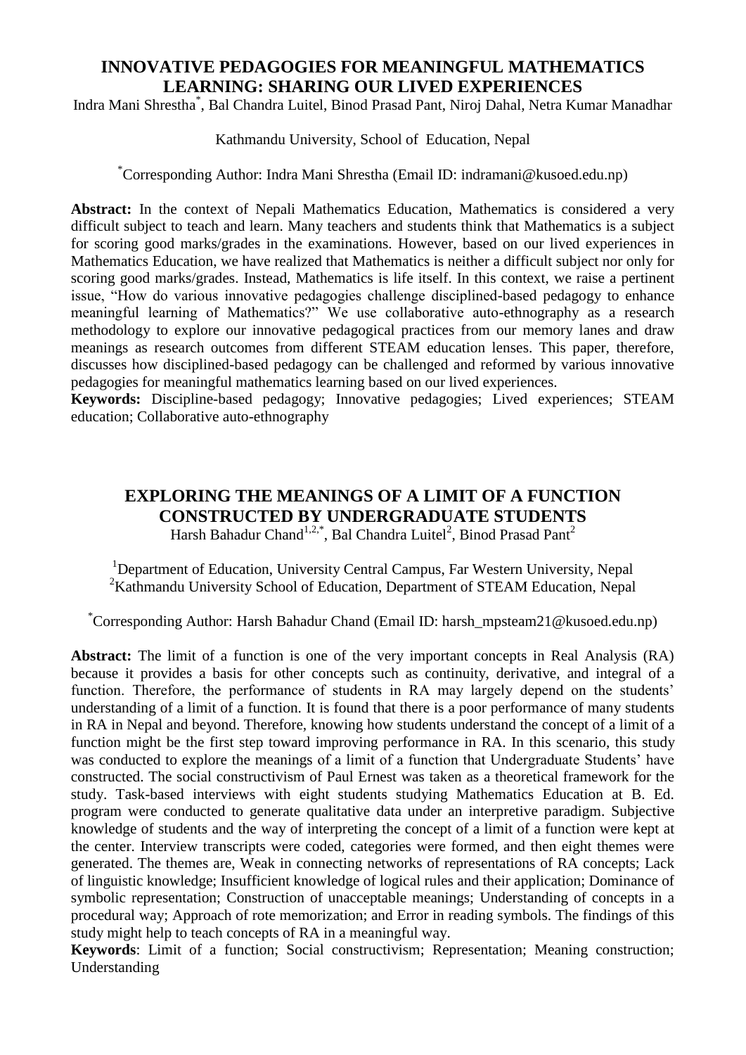## INNOVATIVE PEDAGOGIES FOR MEANINGFUL MATHEMATICS LEARNING: SHARING OUR LIVED EXPERIENCES

Indra Mani Shrestha[*], Bal Chandra Luitel, Binod Prasad Pant, Niroj Dahal, Netra Kumar Manadhar

Kathmandu University, School of Education, Nepal

[*]Corresponding Author: Indra Mani Shrestha (Email ID: indramani@kusoed.edu.np)

**Abstract:** In the context of Nepali Mathematics Education, Mathematics is considered a very difficult subject to teach and learn. Many teachers and students think that Mathematics is a subject for scoring good marks/grades in the examinations. However, based on our lived experiences in Mathematics Education, we have realized that Mathematics is neither a difficult subject nor only for scoring good marks/grades. Instead, Mathematics is life itself. In this context, we raise a pertinent issue, "How do various innovative pedagogies challenge disciplined-based pedagogy to enhance meaningful learning of Mathematics?" We use collaborative auto-ethnography as a research methodology to explore our innovative pedagogical practices from our memory lanes and draw meanings as research outcomes from different STEAM education lenses. This paper, therefore, discusses how disciplined-based pedagogy can be challenged and reformed by various innovative pedagogies for meaningful mathematics learning based on our lived experiences.

**Keywords:** Discipline-based pedagogy; Innovative pedagogies; Lived experiences; STEAM education; Collaborative auto-ethnography

## EXPLORING THE MEANINGS OF A LIMIT OF A FUNCTION CONSTRUCTED BY UNDERGRADUATE STUDENTS

Harsh Bahadur Chand[1,2,*], Bal Chandra Luitel[2], Binod Prasad Pant[2]

[1]Department of Education, University Central Campus, Far Western University, Nepal
[2]Kathmandu University School of Education, Department of STEAM Education, Nepal

[*]Corresponding Author: Harsh Bahadur Chand (Email ID: harsh_mpsteam21@kusoed.edu.np)

**Abstract:** The limit of a function is one of the very important concepts in Real Analysis (RA) because it provides a basis for other concepts such as continuity, derivative, and integral of a function. Therefore, the performance of students in RA may largely depend on the students' understanding of a limit of a function. It is found that there is a poor performance of many students in RA in Nepal and beyond. Therefore, knowing how students understand the concept of a limit of a function might be the first step toward improving performance in RA. In this scenario, this study was conducted to explore the meanings of a limit of a function that Undergraduate Students' have constructed. The social constructivism of Paul Ernest was taken as a theoretical framework for the study. Task-based interviews with eight students studying Mathematics Education at B. Ed. program were conducted to generate qualitative data under an interpretive paradigm. Subjective knowledge of students and the way of interpreting the concept of a limit of a function were kept at the center. Interview transcripts were coded, categories were formed, and then eight themes were generated. The themes are, Weak in connecting networks of representations of RA concepts; Lack of linguistic knowledge; Insufficient knowledge of logical rules and their application; Dominance of symbolic representation; Construction of unacceptable meanings; Understanding of concepts in a procedural way; Approach of rote memorization; and Error in reading symbols. The findings of this study might help to teach concepts of RA in a meaningful way.

**Keywords**: Limit of a function; Social constructivism; Representation; Meaning construction; Understanding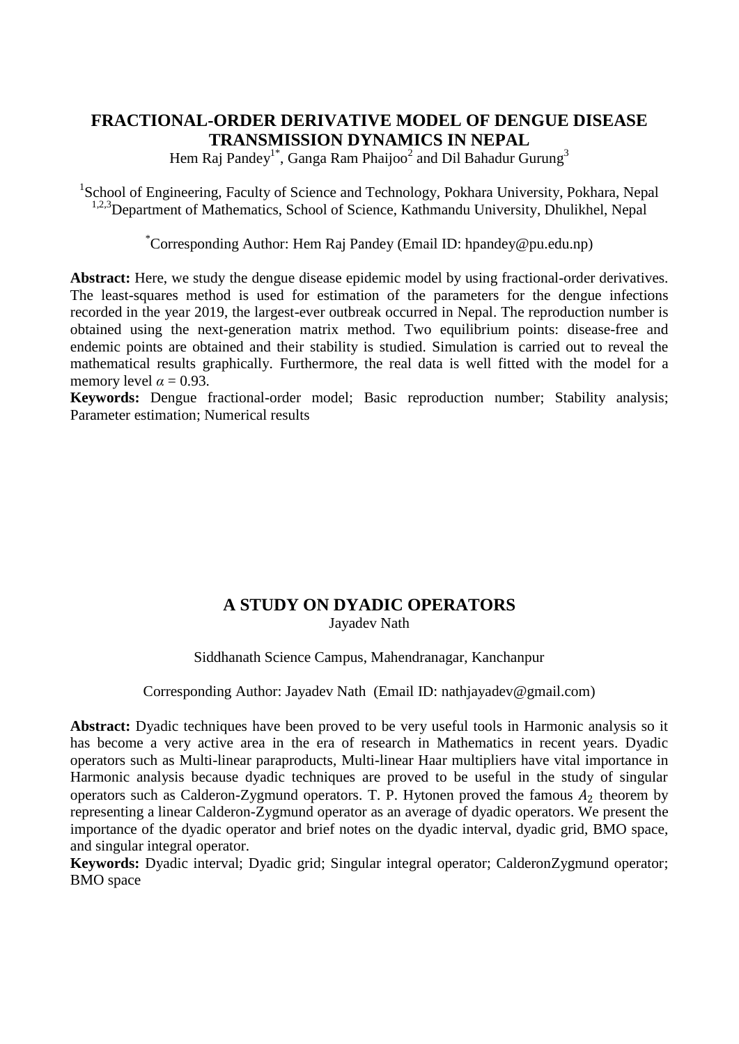# FRACTIONAL-ORDER DERIVATIVE MODEL OF DENGUE DISEASE TRANSMISSION DYNAMICS IN NEPAL

Hem Raj Pandey[1*], Ganga Ram Phaijoo[2] and Dil Bahadur Gurung[3]

[1]School of Engineering, Faculty of Science and Technology, Pokhara University, Pokhara, Nepal
[1,2,3]Department of Mathematics, School of Science, Kathmandu University, Dhulikhel, Nepal

[*]Corresponding Author: Hem Raj Pandey (Email ID: hpandey@pu.edu.np)

**Abstract:** Here, we study the dengue disease epidemic model by using fractional-order derivatives. The least-squares method is used for estimation of the parameters for the dengue infections recorded in the year 2019, the largest-ever outbreak occurred in Nepal. The reproduction number is obtained using the next-generation matrix method. Two equilibrium points: disease-free and endemic points are obtained and their stability is studied. Simulation is carried out to reveal the mathematical results graphically. Furthermore, the real data is well fitted with the model for a memory level $\alpha = 0.93$.

**Keywords:** Dengue fractional-order model; Basic reproduction number; Stability analysis; Parameter estimation; Numerical results

# A STUDY ON DYADIC OPERATORS

Jayadev Nath

Siddhanath Science Campus, Mahendranagar, Kanchanpur

Corresponding Author: Jayadev Nath (Email ID: nathjayadev@gmail.com)

**Abstract:** Dyadic techniques have been proved to be very useful tools in Harmonic analysis so it has become a very active area in the era of research in Mathematics in recent years. Dyadic operators such as Multi-linear paraproducts, Multi-linear Haar multipliers have vital importance in Harmonic analysis because dyadic techniques are proved to be useful in the study of singular operators such as Calderon-Zygmund operators. T. P. Hytonen proved the famous $A_2$ theorem by representing a linear Calderon-Zygmund operator as an average of dyadic operators. We present the importance of the dyadic operator and brief notes on the dyadic interval, dyadic grid, BMO space, and singular integral operator.

**Keywords:** Dyadic interval; Dyadic grid; Singular integral operator; CalderonZygmund operator; BMO space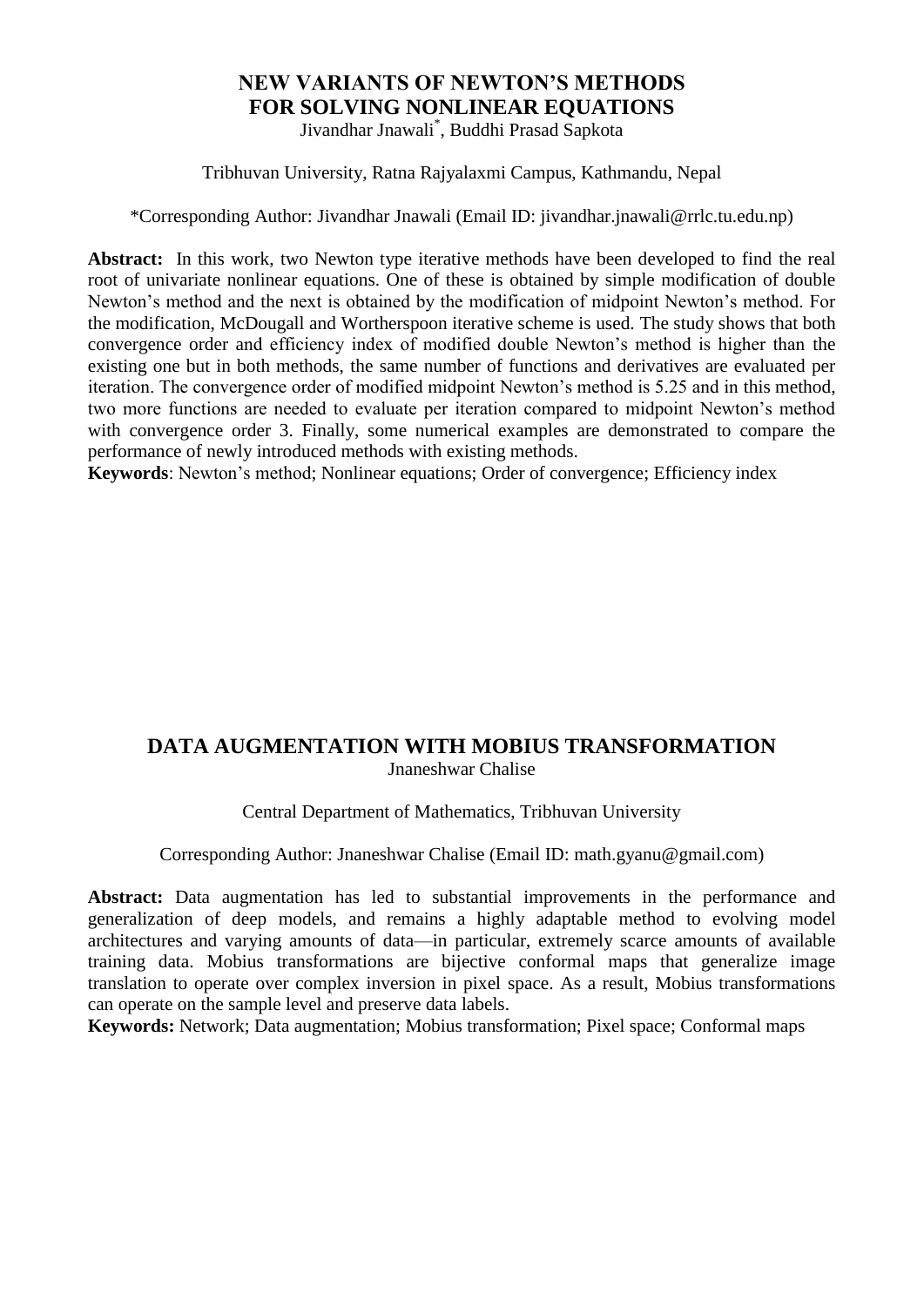# NEW VARIANTS OF NEWTON'S METHODS FOR SOLVING NONLINEAR EQUATIONS

Jivandhar Jnawali[*], Buddhi Prasad Sapkota

Tribhuvan University, Ratna Rajyalaxmi Campus, Kathmandu, Nepal

*Corresponding Author: Jivandhar Jnawali (Email ID: jivandhar.jnawali@rrlc.tu.edu.np)

**Abstract:** In this work, two Newton type iterative methods have been developed to find the real root of univariate nonlinear equations. One of these is obtained by simple modification of double Newton's method and the next is obtained by the modification of midpoint Newton's method. For the modification, McDougall and Wortherspoon iterative scheme is used. The study shows that both convergence order and efficiency index of modified double Newton's method is higher than the existing one but in both methods, the same number of functions and derivatives are evaluated per iteration. The convergence order of modified midpoint Newton's method is 5.25 and in this method, two more functions are needed to evaluate per iteration compared to midpoint Newton's method with convergence order 3. Finally, some numerical examples are demonstrated to compare the performance of newly introduced methods with existing methods.

**Keywords**: Newton's method; Nonlinear equations; Order of convergence; Efficiency index

# DATA AUGMENTATION WITH MOBIUS TRANSFORMATION

Jnaneshwar Chalise

Central Department of Mathematics, Tribhuvan University

Corresponding Author: Jnaneshwar Chalise (Email ID: math.gyanu@gmail.com)

**Abstract:** Data augmentation has led to substantial improvements in the performance and generalization of deep models, and remains a highly adaptable method to evolving model architectures and varying amounts of data—in particular, extremely scarce amounts of available training data. Mobius transformations are bijective conformal maps that generalize image translation to operate over complex inversion in pixel space. As a result, Mobius transformations can operate on the sample level and preserve data labels.

**Keywords:** Network; Data augmentation; Mobius transformation; Pixel space; Conformal maps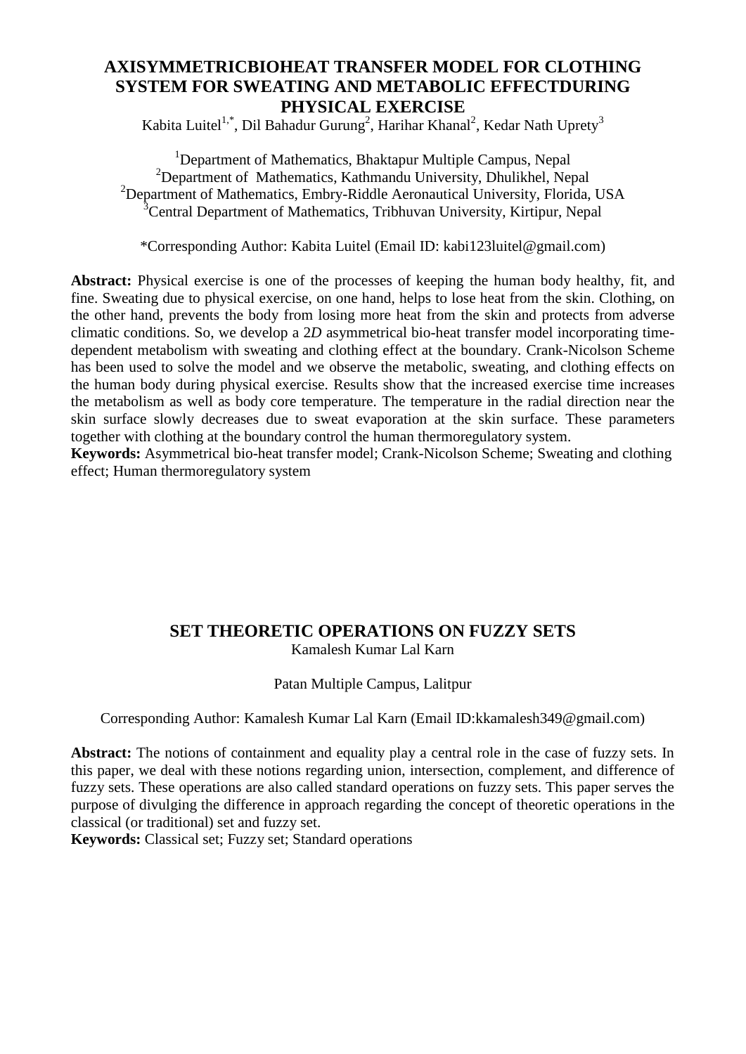## AXISYMMETRICBIOHEAT TRANSFER MODEL FOR CLOTHING SYSTEM FOR SWEATING AND METABOLIC EFFECTDURING PHYSICAL EXERCISE

Kabita Luitel[1,*], Dil Bahadur Gurung[2], Harihar Khanal[2], Kedar Nath Uprety[3]

[1]Department of Mathematics, Bhaktapur Multiple Campus, Nepal
[2]Department of Mathematics, Kathmandu University, Dhulikhel, Nepal
[2]Department of Mathematics, Embry-Riddle Aeronautical University, Florida, USA
[3]Central Department of Mathematics, Tribhuvan University, Kirtipur, Nepal

*Corresponding Author: Kabita Luitel (Email ID: kabi123luitel@gmail.com)

**Abstract:** Physical exercise is one of the processes of keeping the human body healthy, fit, and fine. Sweating due to physical exercise, on one hand, helps to lose heat from the skin. Clothing, on the other hand, prevents the body from losing more heat from the skin and protects from adverse climatic conditions. So, we develop a 2*D* asymmetrical bio-heat transfer model incorporating time-dependent metabolism with sweating and clothing effect at the boundary. Crank-Nicolson Scheme has been used to solve the model and we observe the metabolic, sweating, and clothing effects on the human body during physical exercise. Results show that the increased exercise time increases the metabolism as well as body core temperature. The temperature in the radial direction near the skin surface slowly decreases due to sweat evaporation at the skin surface. These parameters together with clothing at the boundary control the human thermoregulatory system.

**Keywords:** Asymmetrical bio-heat transfer model; Crank-Nicolson Scheme; Sweating and clothing effect; Human thermoregulatory system

## SET THEORETIC OPERATIONS ON FUZZY SETS

Kamalesh Kumar Lal Karn

Patan Multiple Campus, Lalitpur

Corresponding Author: Kamalesh Kumar Lal Karn (Email ID:kkamalesh349@gmail.com)

**Abstract:** The notions of containment and equality play a central role in the case of fuzzy sets. In this paper, we deal with these notions regarding union, intersection, complement, and difference of fuzzy sets. These operations are also called standard operations on fuzzy sets. This paper serves the purpose of divulging the difference in approach regarding the concept of theoretic operations in the classical (or traditional) set and fuzzy set.

**Keywords:** Classical set; Fuzzy set; Standard operations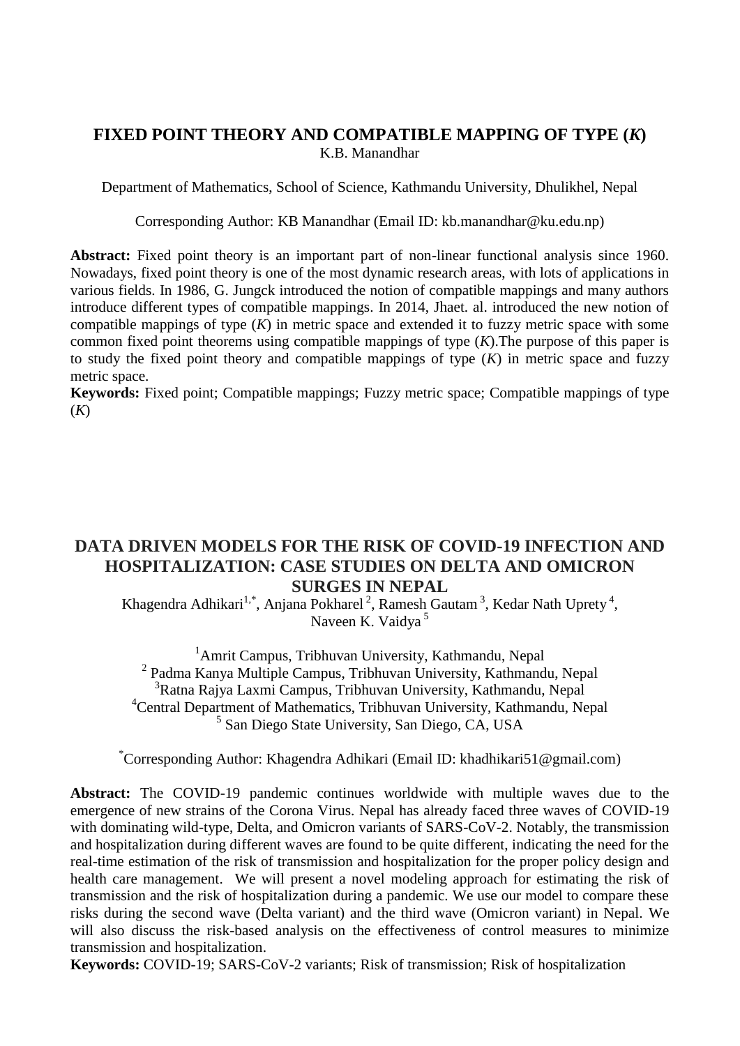## FIXED POINT THEORY AND COMPATIBLE MAPPING OF TYPE (*K*)

K.B. Manandhar

Department of Mathematics, School of Science, Kathmandu University, Dhulikhel, Nepal

Corresponding Author: KB Manandhar (Email ID: kb.manandhar@ku.edu.np)

**Abstract:** Fixed point theory is an important part of non-linear functional analysis since 1960. Nowadays, fixed point theory is one of the most dynamic research areas, with lots of applications in various fields. In 1986, G. Jungck introduced the notion of compatible mappings and many authors introduce different types of compatible mappings. In 2014, Jhaet. al. introduced the new notion of compatible mappings of type (*K*) in metric space and extended it to fuzzy metric space with some common fixed point theorems using compatible mappings of type (*K*).The purpose of this paper is to study the fixed point theory and compatible mappings of type (*K*) in metric space and fuzzy metric space.

**Keywords:** Fixed point; Compatible mappings; Fuzzy metric space; Compatible mappings of type (*K*)

## DATA DRIVEN MODELS FOR THE RISK OF COVID-19 INFECTION AND HOSPITALIZATION: CASE STUDIES ON DELTA AND OMICRON SURGES IN NEPAL

Khagendra Adhikari[1,*], Anjana Pokharel[2], Ramesh Gautam[3], Kedar Nath Uprety[4], Naveen K. Vaidya[5]

[1]Amrit Campus, Tribhuvan University, Kathmandu, Nepal
[2] Padma Kanya Multiple Campus, Tribhuvan University, Kathmandu, Nepal
[3]Ratna Rajya Laxmi Campus, Tribhuvan University, Kathmandu, Nepal
[4]Central Department of Mathematics, Tribhuvan University, Kathmandu, Nepal
[5] San Diego State University, San Diego, CA, USA

[*]Corresponding Author: Khagendra Adhikari (Email ID: khadhikari51@gmail.com)

**Abstract:** The COVID-19 pandemic continues worldwide with multiple waves due to the emergence of new strains of the Corona Virus. Nepal has already faced three waves of COVID-19 with dominating wild-type, Delta, and Omicron variants of SARS-CoV-2. Notably, the transmission and hospitalization during different waves are found to be quite different, indicating the need for the real-time estimation of the risk of transmission and hospitalization for the proper policy design and health care management. We will present a novel modeling approach for estimating the risk of transmission and the risk of hospitalization during a pandemic. We use our model to compare these risks during the second wave (Delta variant) and the third wave (Omicron variant) in Nepal. We will also discuss the risk-based analysis on the effectiveness of control measures to minimize transmission and hospitalization.

**Keywords:** COVID-19; SARS-CoV-2 variants; Risk of transmission; Risk of hospitalization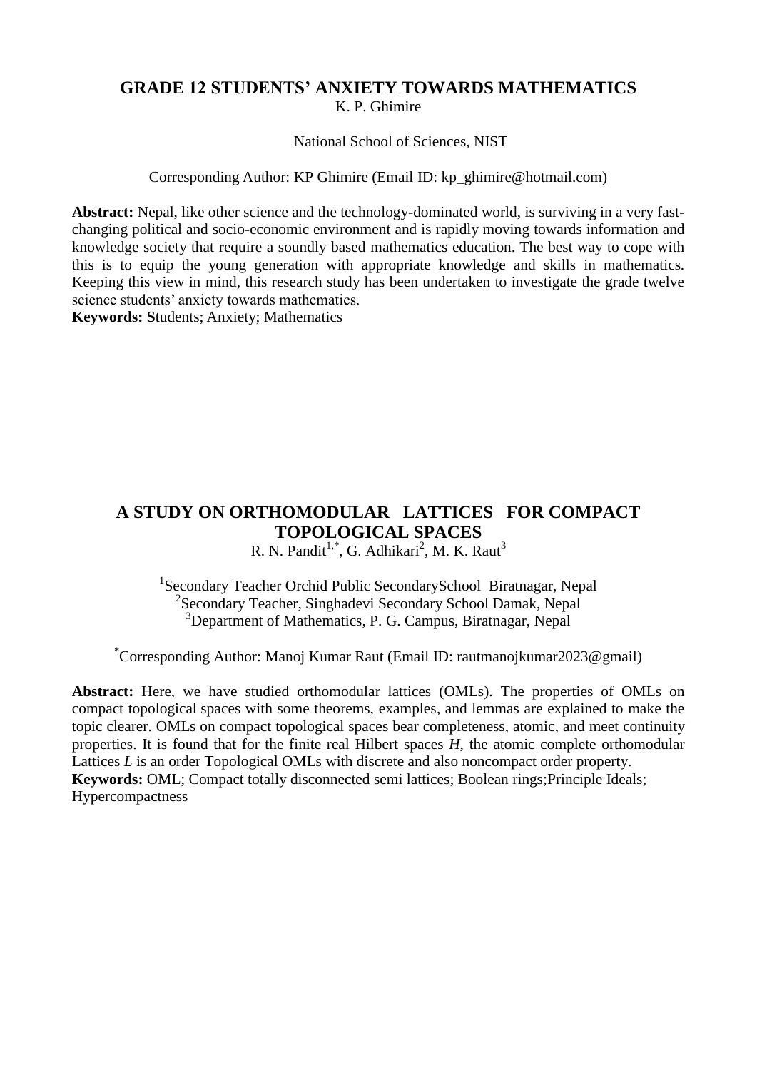# GRADE 12 STUDENTS' ANXIETY TOWARDS MATHEMATICS

K. P. Ghimire

National School of Sciences, NIST

Corresponding Author: KP Ghimire (Email ID: kp_ghimire@hotmail.com)

**Abstract:** Nepal, like other science and the technology-dominated world, is surviving in a very fast-changing political and socio-economic environment and is rapidly moving towards information and knowledge society that require a soundly based mathematics education. The best way to cope with this is to equip the young generation with appropriate knowledge and skills in mathematics. Keeping this view in mind, this research study has been undertaken to investigate the grade twelve science students' anxiety towards mathematics.

**Keywords: S**tudents; Anxiety; Mathematics

# A STUDY ON ORTHOMODULAR LATTICES FOR COMPACT TOPOLOGICAL SPACES

R. N. Pandit[1,*], G. Adhikari[2], M. K. Raut[3]

[1]Secondary Teacher Orchid Public SecondarySchool Biratnagar, Nepal
[2]Secondary Teacher, Singhadevi Secondary School Damak, Nepal
[3]Department of Mathematics, P. G. Campus, Biratnagar, Nepal

[*]Corresponding Author: Manoj Kumar Raut (Email ID: rautmanojkumar2023@gmail)

**Abstract:** Here, we have studied orthomodular lattices (OMLs). The properties of OMLs on compact topological spaces with some theorems, examples, and lemmas are explained to make the topic clearer. OMLs on compact topological spaces bear completeness, atomic, and meet continuity properties. It is found that for the finite real Hilbert spaces *H*, the atomic complete orthomodular Lattices *L* is an order Topological OMLs with discrete and also noncompact order property.

**Keywords:** OML; Compact totally disconnected semi lattices; Boolean rings;Principle Ideals; Hypercompactness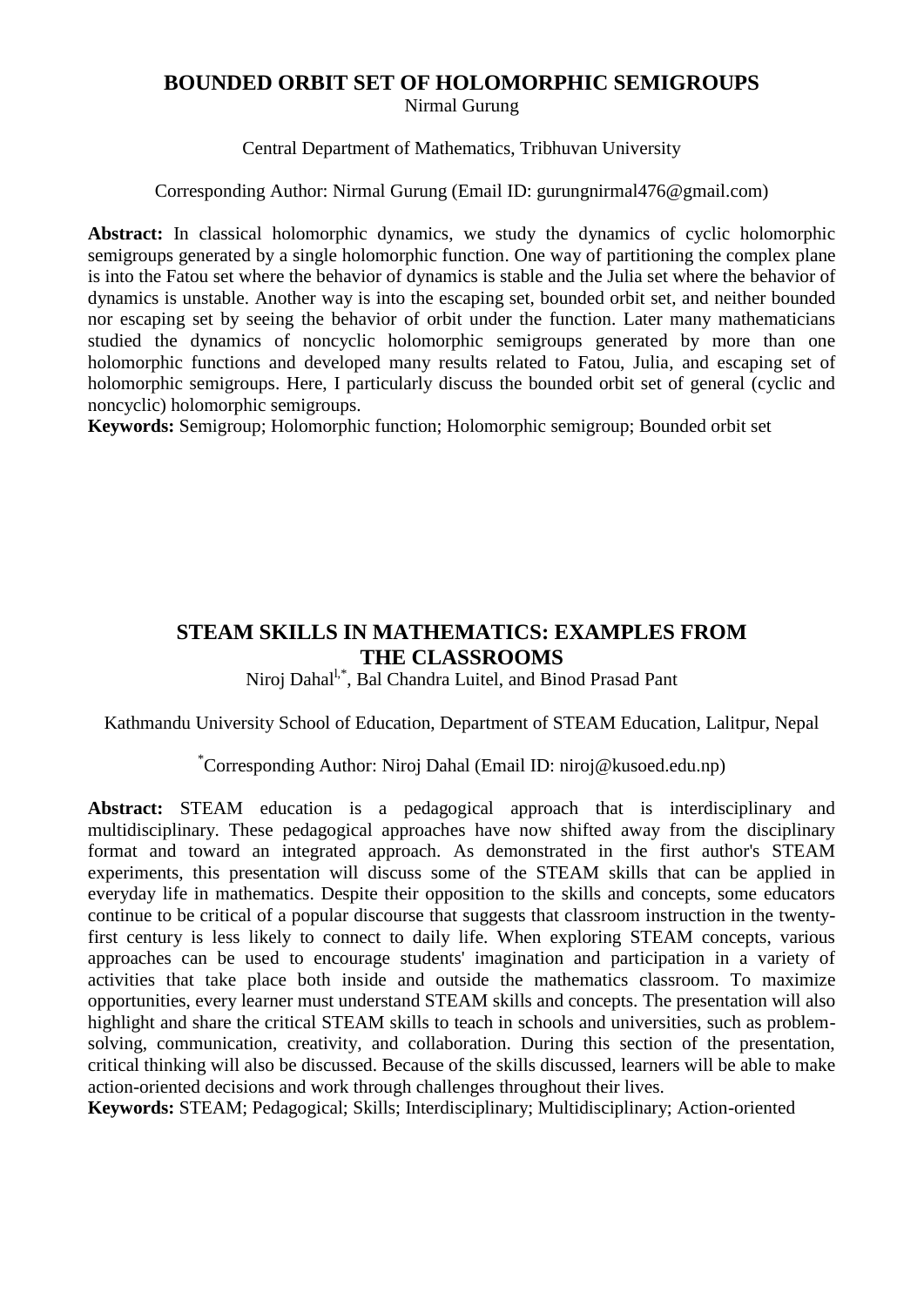## BOUNDED ORBIT SET OF HOLOMORPHIC SEMIGROUPS

Nirmal Gurung

Central Department of Mathematics, Tribhuvan University

Corresponding Author: Nirmal Gurung (Email ID: gurungnirmal476@gmail.com)

**Abstract:** In classical holomorphic dynamics, we study the dynamics of cyclic holomorphic semigroups generated by a single holomorphic function. One way of partitioning the complex plane is into the Fatou set where the behavior of dynamics is stable and the Julia set where the behavior of dynamics is unstable. Another way is into the escaping set, bounded orbit set, and neither bounded nor escaping set by seeing the behavior of orbit under the function. Later many mathematicians studied the dynamics of noncyclic holomorphic semigroups generated by more than one holomorphic functions and developed many results related to Fatou, Julia, and escaping set of holomorphic semigroups. Here, I particularly discuss the bounded orbit set of general (cyclic and noncyclic) holomorphic semigroups.

**Keywords:** Semigroup; Holomorphic function; Holomorphic semigroup; Bounded orbit set

## STEAM SKILLS IN MATHEMATICS: EXAMPLES FROM THE CLASSROOMS

Niroj Dahal[1,*], Bal Chandra Luitel, and Binod Prasad Pant

Kathmandu University School of Education, Department of STEAM Education, Lalitpur, Nepal

[*]Corresponding Author: Niroj Dahal (Email ID: niroj@kusoed.edu.np)

**Abstract:** STEAM education is a pedagogical approach that is interdisciplinary and multidisciplinary. These pedagogical approaches have now shifted away from the disciplinary format and toward an integrated approach. As demonstrated in the first author's STEAM experiments, this presentation will discuss some of the STEAM skills that can be applied in everyday life in mathematics. Despite their opposition to the skills and concepts, some educators continue to be critical of a popular discourse that suggests that classroom instruction in the twenty-first century is less likely to connect to daily life. When exploring STEAM concepts, various approaches can be used to encourage students' imagination and participation in a variety of activities that take place both inside and outside the mathematics classroom. To maximize opportunities, every learner must understand STEAM skills and concepts. The presentation will also highlight and share the critical STEAM skills to teach in schools and universities, such as problem-solving, communication, creativity, and collaboration. During this section of the presentation, critical thinking will also be discussed. Because of the skills discussed, learners will be able to make action-oriented decisions and work through challenges throughout their lives.

**Keywords:** STEAM; Pedagogical; Skills; Interdisciplinary; Multidisciplinary; Action-oriented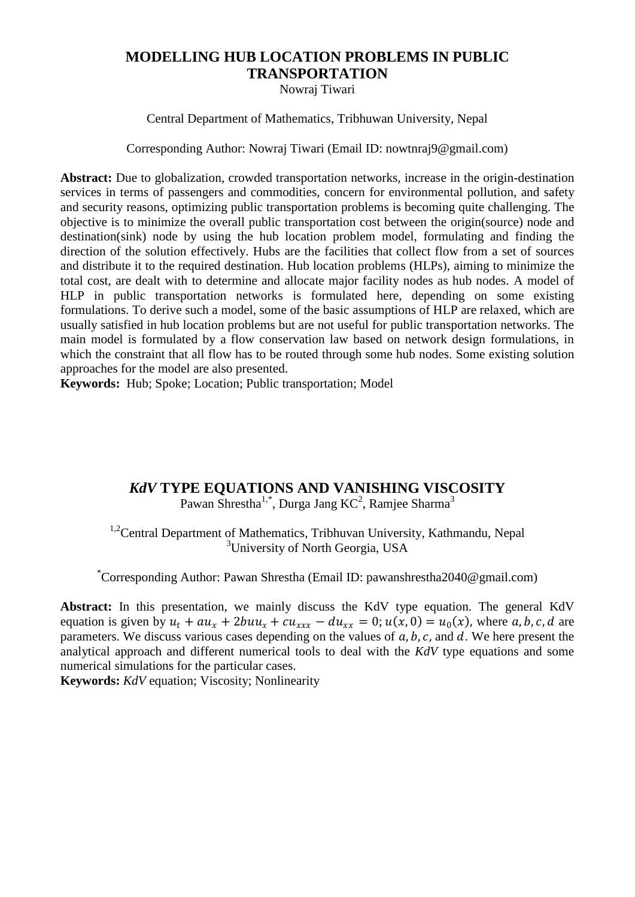# MODELLING HUB LOCATION PROBLEMS IN PUBLIC TRANSPORTATION

Nowraj Tiwari

Central Department of Mathematics, Tribhuwan University, Nepal

Corresponding Author: Nowraj Tiwari (Email ID: nowtnraj9@gmail.com)

**Abstract:** Due to globalization, crowded transportation networks, increase in the origin-destination services in terms of passengers and commodities, concern for environmental pollution, and safety and security reasons, optimizing public transportation problems is becoming quite challenging. The objective is to minimize the overall public transportation cost between the origin(source) node and destination(sink) node by using the hub location problem model, formulating and finding the direction of the solution effectively. Hubs are the facilities that collect flow from a set of sources and distribute it to the required destination. Hub location problems (HLPs), aiming to minimize the total cost, are dealt with to determine and allocate major facility nodes as hub nodes. A model of HLP in public transportation networks is formulated here, depending on some existing formulations. To derive such a model, some of the basic assumptions of HLP are relaxed, which are usually satisfied in hub location problems but are not useful for public transportation networks. The main model is formulated by a flow conservation law based on network design formulations, in which the constraint that all flow has to be routed through some hub nodes. Some existing solution approaches for the model are also presented.

**Keywords:** Hub; Spoke; Location; Public transportation; Model

# *KdV* TYPE EQUATIONS AND VANISHING VISCOSITY

Pawan Shrestha[1,*], Durga Jang KC[2], Ramjee Sharma[3]

[1,2]Central Department of Mathematics, Tribhuvan University, Kathmandu, Nepal
[3]University of North Georgia, USA

[*]Corresponding Author: Pawan Shrestha (Email ID: pawanshrestha2040@gmail.com)

**Abstract:** In this presentation, we mainly discuss the KdV type equation. The general KdV equation is given by $u_t + au_x + 2buu_x + cu_{xxx} - du_{xx} = 0; u(x, 0) = u_0(x)$, where $a, b, c, d$ are parameters. We discuss various cases depending on the values of $a, b, c,$ and $d$. We here present the analytical approach and different numerical tools to deal with the *KdV* type equations and some numerical simulations for the particular cases.

**Keywords:** *KdV* equation; Viscosity; Nonlinearity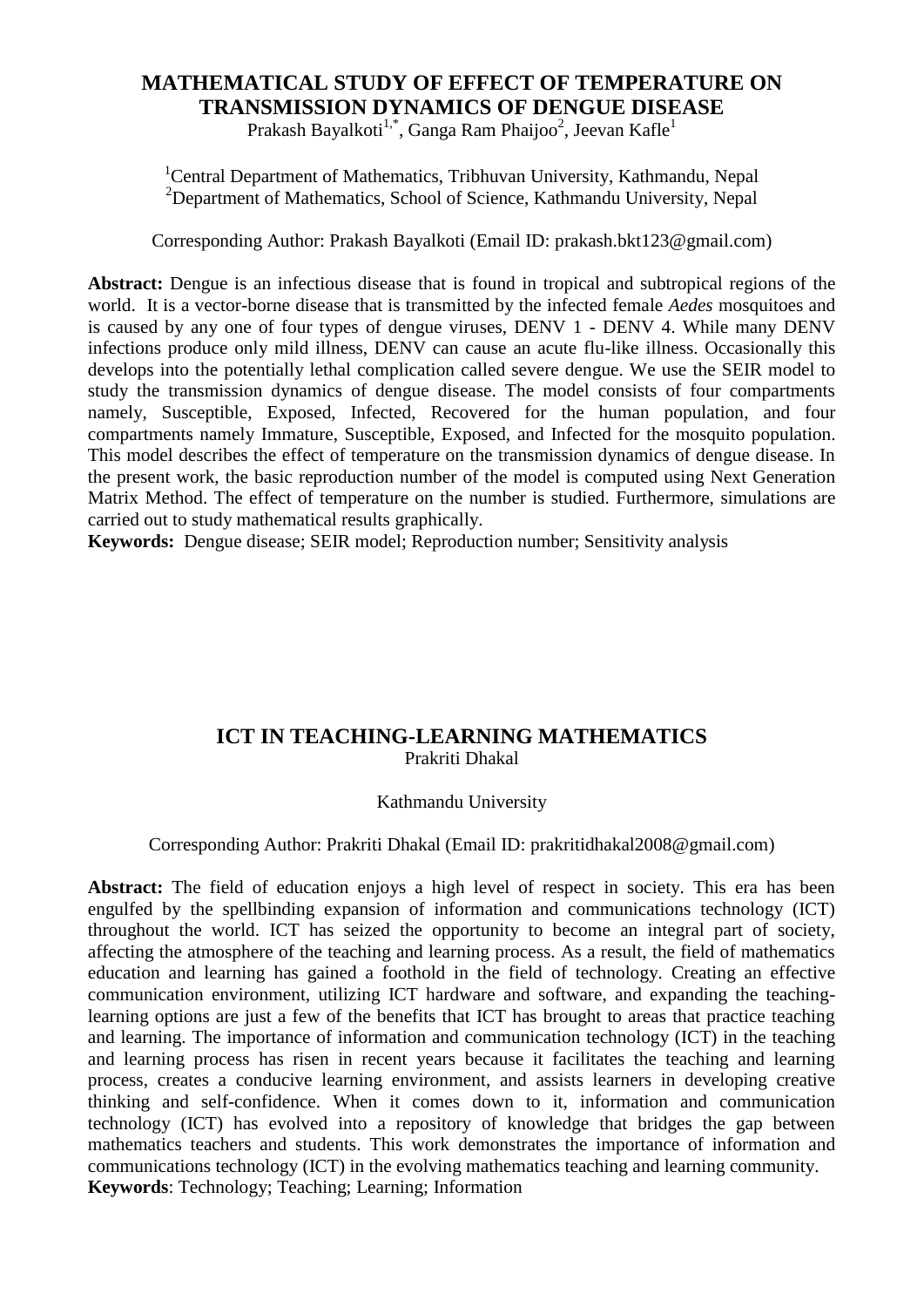## MATHEMATICAL STUDY OF EFFECT OF TEMPERATURE ON TRANSMISSION DYNAMICS OF DENGUE DISEASE

Prakash Bayalkoti[1,*], Ganga Ram Phaijoo[2], Jeevan Kafle[1]

[1]Central Department of Mathematics, Tribhuvan University, Kathmandu, Nepal
[2]Department of Mathematics, School of Science, Kathmandu University, Nepal

Corresponding Author: Prakash Bayalkoti (Email ID: prakash.bkt123@gmail.com)

**Abstract:** Dengue is an infectious disease that is found in tropical and subtropical regions of the world. It is a vector-borne disease that is transmitted by the infected female *Aedes* mosquitoes and is caused by any one of four types of dengue viruses, DENV 1 - DENV 4. While many DENV infections produce only mild illness, DENV can cause an acute flu-like illness. Occasionally this develops into the potentially lethal complication called severe dengue. We use the SEIR model to study the transmission dynamics of dengue disease. The model consists of four compartments namely, Susceptible, Exposed, Infected, Recovered for the human population, and four compartments namely Immature, Susceptible, Exposed, and Infected for the mosquito population. This model describes the effect of temperature on the transmission dynamics of dengue disease. In the present work, the basic reproduction number of the model is computed using Next Generation Matrix Method. The effect of temperature on the number is studied. Furthermore, simulations are carried out to study mathematical results graphically.

**Keywords:** Dengue disease; SEIR model; Reproduction number; Sensitivity analysis

## ICT IN TEACHING-LEARNING MATHEMATICS

Prakriti Dhakal

Kathmandu University

Corresponding Author: Prakriti Dhakal (Email ID: prakritidhakal2008@gmail.com)

**Abstract:** The field of education enjoys a high level of respect in society. This era has been engulfed by the spellbinding expansion of information and communications technology (ICT) throughout the world. ICT has seized the opportunity to become an integral part of society, affecting the atmosphere of the teaching and learning process. As a result, the field of mathematics education and learning has gained a foothold in the field of technology. Creating an effective communication environment, utilizing ICT hardware and software, and expanding the teaching-learning options are just a few of the benefits that ICT has brought to areas that practice teaching and learning. The importance of information and communication technology (ICT) in the teaching and learning process has risen in recent years because it facilitates the teaching and learning process, creates a conducive learning environment, and assists learners in developing creative thinking and self-confidence. When it comes down to it, information and communication technology (ICT) has evolved into a repository of knowledge that bridges the gap between mathematics teachers and students. This work demonstrates the importance of information and communications technology (ICT) in the evolving mathematics teaching and learning community.

**Keywords**: Technology; Teaching; Learning; Information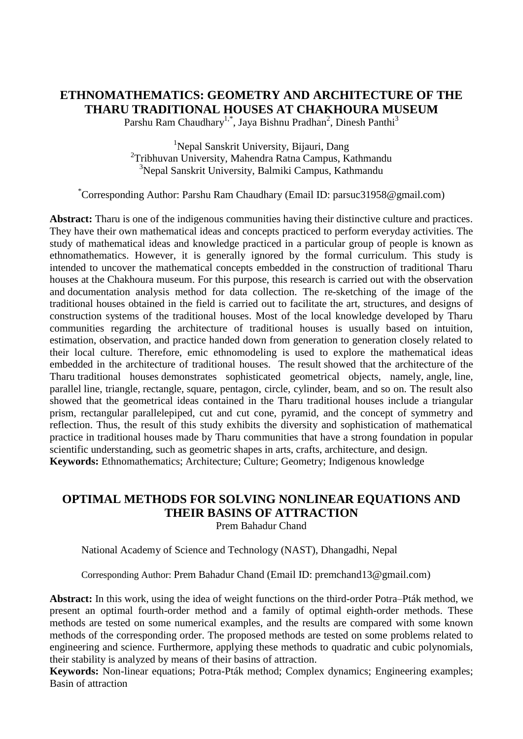## ETHNOMATHEMATICS: GEOMETRY AND ARCHITECTURE OF THE THARU TRADITIONAL HOUSES AT CHAKHOURA MUSEUM

Parshu Ram Chaudhary[1,*], Jaya Bishnu Pradhan[2], Dinesh Panthi[3]

[1]Nepal Sanskrit University, Bijauri, Dang
[2]Tribhuvan University, Mahendra Ratna Campus, Kathmandu
[3]Nepal Sanskrit University, Balmiki Campus, Kathmandu

[*]Corresponding Author: Parshu Ram Chaudhary (Email ID: parsuc31958@gmail.com)

**Abstract:** Tharu is one of the indigenous communities having their distinctive culture and practices. They have their own mathematical ideas and concepts practiced to perform everyday activities. The study of mathematical ideas and knowledge practiced in a particular group of people is known as ethnomathematics. However, it is generally ignored by the formal curriculum. This study is intended to uncover the mathematical concepts embedded in the construction of traditional Tharu houses at the Chakhoura museum. For this purpose, this research is carried out with the observation and documentation analysis method for data collection. The re-sketching of the image of the traditional houses obtained in the field is carried out to facilitate the art, structures, and designs of construction systems of the traditional houses. Most of the local knowledge developed by Tharu communities regarding the architecture of traditional houses is usually based on intuition, estimation, observation, and practice handed down from generation to generation closely related to their local culture. Therefore, emic ethnomodeling is used to explore the mathematical ideas embedded in the architecture of traditional houses. The result showed that the architecture of the Tharu traditional houses demonstrates sophisticated geometrical objects, namely, angle, line, parallel line, triangle, rectangle, square, pentagon, circle, cylinder, beam, and so on. The result also showed that the geometrical ideas contained in the Tharu traditional houses include a triangular prism, rectangular parallelepiped, cut and cut cone, pyramid, and the concept of symmetry and reflection. Thus, the result of this study exhibits the diversity and sophistication of mathematical practice in traditional houses made by Tharu communities that have a strong foundation in popular scientific understanding, such as geometric shapes in arts, crafts, architecture, and design.

**Keywords:** Ethnomathematics; Architecture; Culture; Geometry; Indigenous knowledge

## OPTIMAL METHODS FOR SOLVING NONLINEAR EQUATIONS AND THEIR BASINS OF ATTRACTION

Prem Bahadur Chand

National Academy of Science and Technology (NAST), Dhangadhi, Nepal

Corresponding Author: Prem Bahadur Chand (Email ID: premchand13@gmail.com)

**Abstract:** In this work, using the idea of weight functions on the third-order Potra–Pták method, we present an optimal fourth-order method and a family of optimal eighth-order methods. These methods are tested on some numerical examples, and the results are compared with some known methods of the corresponding order. The proposed methods are tested on some problems related to engineering and science. Furthermore, applying these methods to quadratic and cubic polynomials, their stability is analyzed by means of their basins of attraction.

**Keywords:** Non-linear equations; Potra-Pták method; Complex dynamics; Engineering examples; Basin of attraction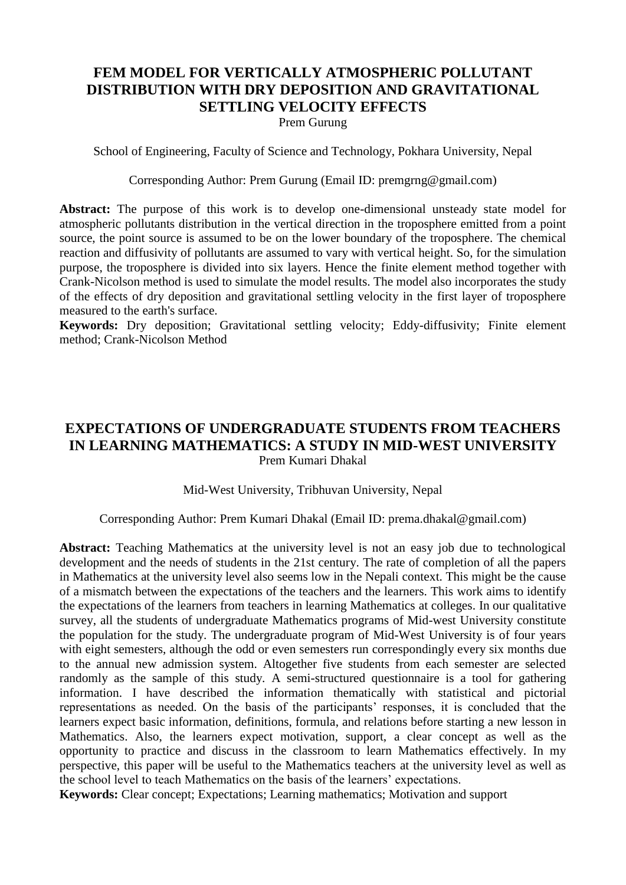## FEM MODEL FOR VERTICALLY ATMOSPHERIC POLLUTANT DISTRIBUTION WITH DRY DEPOSITION AND GRAVITATIONAL SETTLING VELOCITY EFFECTS

Prem Gurung

School of Engineering, Faculty of Science and Technology, Pokhara University, Nepal

Corresponding Author: Prem Gurung (Email ID: premgrng@gmail.com)

**Abstract:** The purpose of this work is to develop one-dimensional unsteady state model for atmospheric pollutants distribution in the vertical direction in the troposphere emitted from a point source, the point source is assumed to be on the lower boundary of the troposphere. The chemical reaction and diffusivity of pollutants are assumed to vary with vertical height. So, for the simulation purpose, the troposphere is divided into six layers. Hence the finite element method together with Crank-Nicolson method is used to simulate the model results. The model also incorporates the study of the effects of dry deposition and gravitational settling velocity in the first layer of troposphere measured to the earth's surface.

**Keywords:** Dry deposition; Gravitational settling velocity; Eddy-diffusivity; Finite element method; Crank-Nicolson Method

## EXPECTATIONS OF UNDERGRADUATE STUDENTS FROM TEACHERS IN LEARNING MATHEMATICS: A STUDY IN MID-WEST UNIVERSITY

Prem Kumari Dhakal

Mid-West University, Tribhuvan University, Nepal

Corresponding Author: Prem Kumari Dhakal (Email ID: prema.dhakal@gmail.com)

**Abstract:** Teaching Mathematics at the university level is not an easy job due to technological development and the needs of students in the 21st century. The rate of completion of all the papers in Mathematics at the university level also seems low in the Nepali context. This might be the cause of a mismatch between the expectations of the teachers and the learners. This work aims to identify the expectations of the learners from teachers in learning Mathematics at colleges. In our qualitative survey, all the students of undergraduate Mathematics programs of Mid-west University constitute the population for the study. The undergraduate program of Mid-West University is of four years with eight semesters, although the odd or even semesters run correspondingly every six months due to the annual new admission system. Altogether five students from each semester are selected randomly as the sample of this study. A semi-structured questionnaire is a tool for gathering information. I have described the information thematically with statistical and pictorial representations as needed. On the basis of the participants' responses, it is concluded that the learners expect basic information, definitions, formula, and relations before starting a new lesson in Mathematics. Also, the learners expect motivation, support, a clear concept as well as the opportunity to practice and discuss in the classroom to learn Mathematics effectively. In my perspective, this paper will be useful to the Mathematics teachers at the university level as well as the school level to teach Mathematics on the basis of the learners' expectations.

**Keywords:** Clear concept; Expectations; Learning mathematics; Motivation and support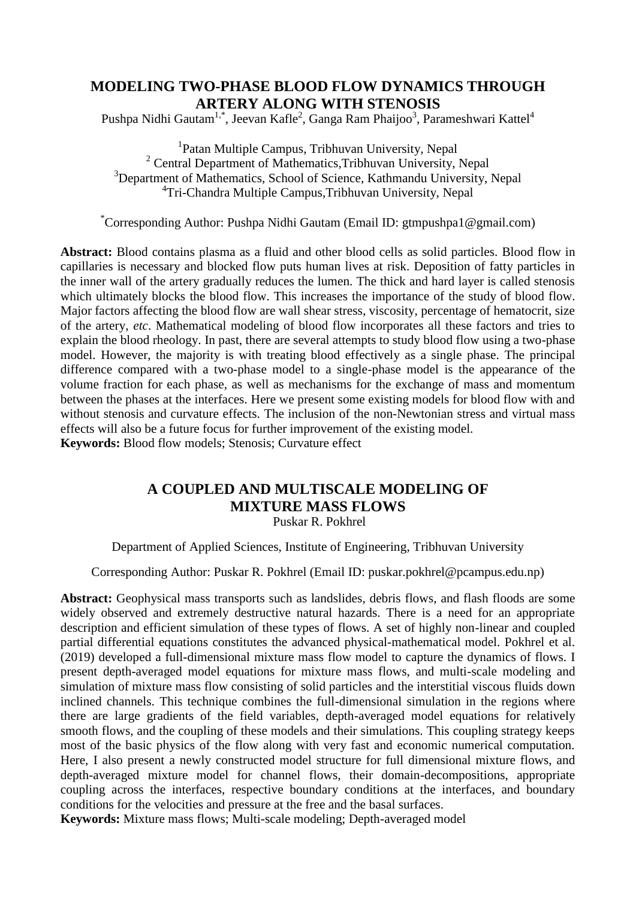## MODELING TWO-PHASE BLOOD FLOW DYNAMICS THROUGH ARTERY ALONG WITH STENOSIS

Pushpa Nidhi Gautam[1,*], Jeevan Kafle[2], Ganga Ram Phaijoo[3], Parameshwari Kattel[4]

[1]Patan Multiple Campus, Tribhuvan University, Nepal
[2] Central Department of Mathematics,Tribhuvan University, Nepal
[3]Department of Mathematics, School of Science, Kathmandu University, Nepal
[4]Tri-Chandra Multiple Campus,Tribhuvan University, Nepal

[*]Corresponding Author: Pushpa Nidhi Gautam (Email ID: gtmpushpa1@gmail.com)

**Abstract:** Blood contains plasma as a fluid and other blood cells as solid particles. Blood flow in capillaries is necessary and blocked flow puts human lives at risk. Deposition of fatty particles in the inner wall of the artery gradually reduces the lumen. The thick and hard layer is called stenosis which ultimately blocks the blood flow. This increases the importance of the study of blood flow. Major factors affecting the blood flow are wall shear stress, viscosity, percentage of hematocrit, size of the artery, *etc*. Mathematical modeling of blood flow incorporates all these factors and tries to explain the blood rheology. In past, there are several attempts to study blood flow using a two-phase model. However, the majority is with treating blood effectively as a single phase. The principal difference compared with a two-phase model to a single-phase model is the appearance of the volume fraction for each phase, as well as mechanisms for the exchange of mass and momentum between the phases at the interfaces. Here we present some existing models for blood flow with and without stenosis and curvature effects. The inclusion of the non-Newtonian stress and virtual mass effects will also be a future focus for further improvement of the existing model.
**Keywords:** Blood flow models; Stenosis; Curvature effect

## A COUPLED AND MULTISCALE MODELING OF MIXTURE MASS FLOWS

Puskar R. Pokhrel

Department of Applied Sciences, Institute of Engineering, Tribhuvan University

Corresponding Author: Puskar R. Pokhrel (Email ID: puskar.pokhrel@pcampus.edu.np)

**Abstract:** Geophysical mass transports such as landslides, debris flows, and flash floods are some widely observed and extremely destructive natural hazards. There is a need for an appropriate description and efficient simulation of these types of flows. A set of highly non-linear and coupled partial differential equations constitutes the advanced physical-mathematical model. Pokhrel et al. (2019) developed a full-dimensional mixture mass flow model to capture the dynamics of flows. I present depth-averaged model equations for mixture mass flows, and multi-scale modeling and simulation of mixture mass flow consisting of solid particles and the interstitial viscous fluids down inclined channels. This technique combines the full-dimensional simulation in the regions where there are large gradients of the field variables, depth-averaged model equations for relatively smooth flows, and the coupling of these models and their simulations. This coupling strategy keeps most of the basic physics of the flow along with very fast and economic numerical computation. Here, I also present a newly constructed model structure for full dimensional mixture flows, and depth-averaged mixture model for channel flows, their domain-decompositions, appropriate coupling across the interfaces, respective boundary conditions at the interfaces, and boundary conditions for the velocities and pressure at the free and the basal surfaces.
**Keywords:** Mixture mass flows; Multi-scale modeling; Depth-averaged model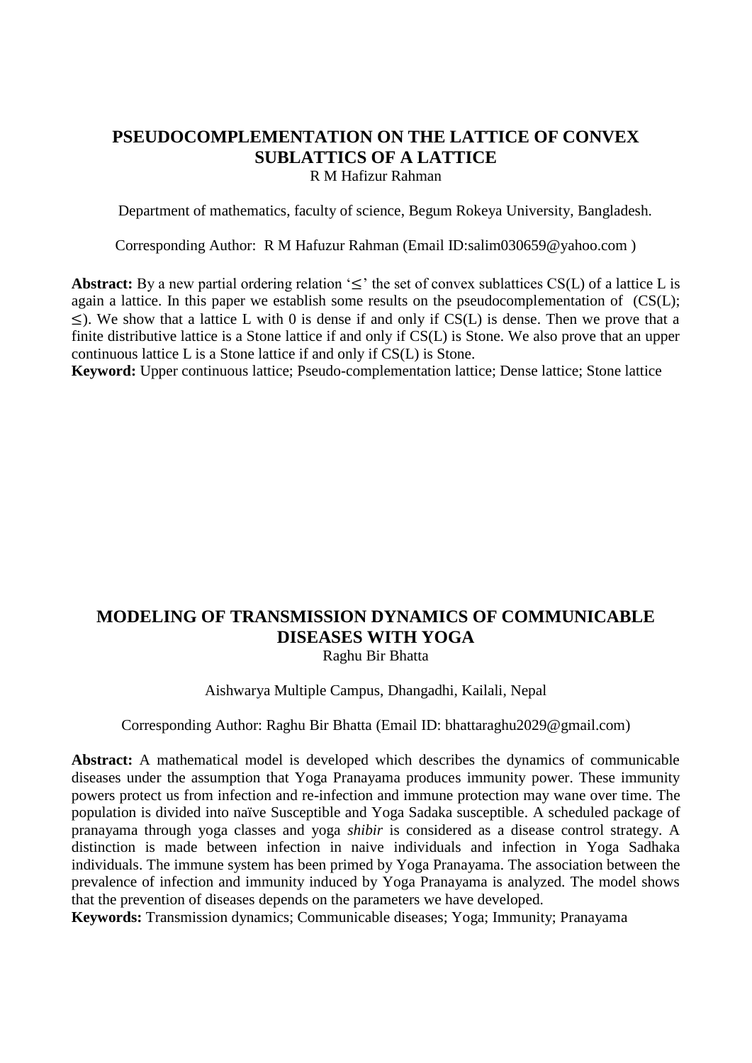## PSEUDOCOMPLEMENTATION ON THE LATTICE OF CONVEX SUBLATTICS OF A LATTICE

R M Hafizur Rahman

Department of mathematics, faculty of science, Begum Rokeya University, Bangladesh.

Corresponding Author: R M Hafuzur Rahman (Email ID:salim030659@yahoo.com )

**Abstract:** By a new partial ordering relation '≤' the set of convex sublattices CS(L) of a lattice L is again a lattice. In this paper we establish some results on the pseudocomplementation of (CS(L); ≤). We show that a lattice L with 0 is dense if and only if CS(L) is dense. Then we prove that a finite distributive lattice is a Stone lattice if and only if CS(L) is Stone. We also prove that an upper continuous lattice L is a Stone lattice if and only if CS(L) is Stone.

**Keyword:** Upper continuous lattice; Pseudo-complementation lattice; Dense lattice; Stone lattice

## MODELING OF TRANSMISSION DYNAMICS OF COMMUNICABLE DISEASES WITH YOGA

Raghu Bir Bhatta

Aishwarya Multiple Campus, Dhangadhi, Kailali, Nepal

Corresponding Author: Raghu Bir Bhatta (Email ID: bhattaraghu2029@gmail.com)

**Abstract:** A mathematical model is developed which describes the dynamics of communicable diseases under the assumption that Yoga Pranayama produces immunity power. These immunity powers protect us from infection and re-infection and immune protection may wane over time. The population is divided into naïve Susceptible and Yoga Sadaka susceptible. A scheduled package of pranayama through yoga classes and yoga *shibir* is considered as a disease control strategy. A distinction is made between infection in naive individuals and infection in Yoga Sadhaka individuals. The immune system has been primed by Yoga Pranayama. The association between the prevalence of infection and immunity induced by Yoga Pranayama is analyzed. The model shows that the prevention of diseases depends on the parameters we have developed.

**Keywords:** Transmission dynamics; Communicable diseases; Yoga; Immunity; Pranayama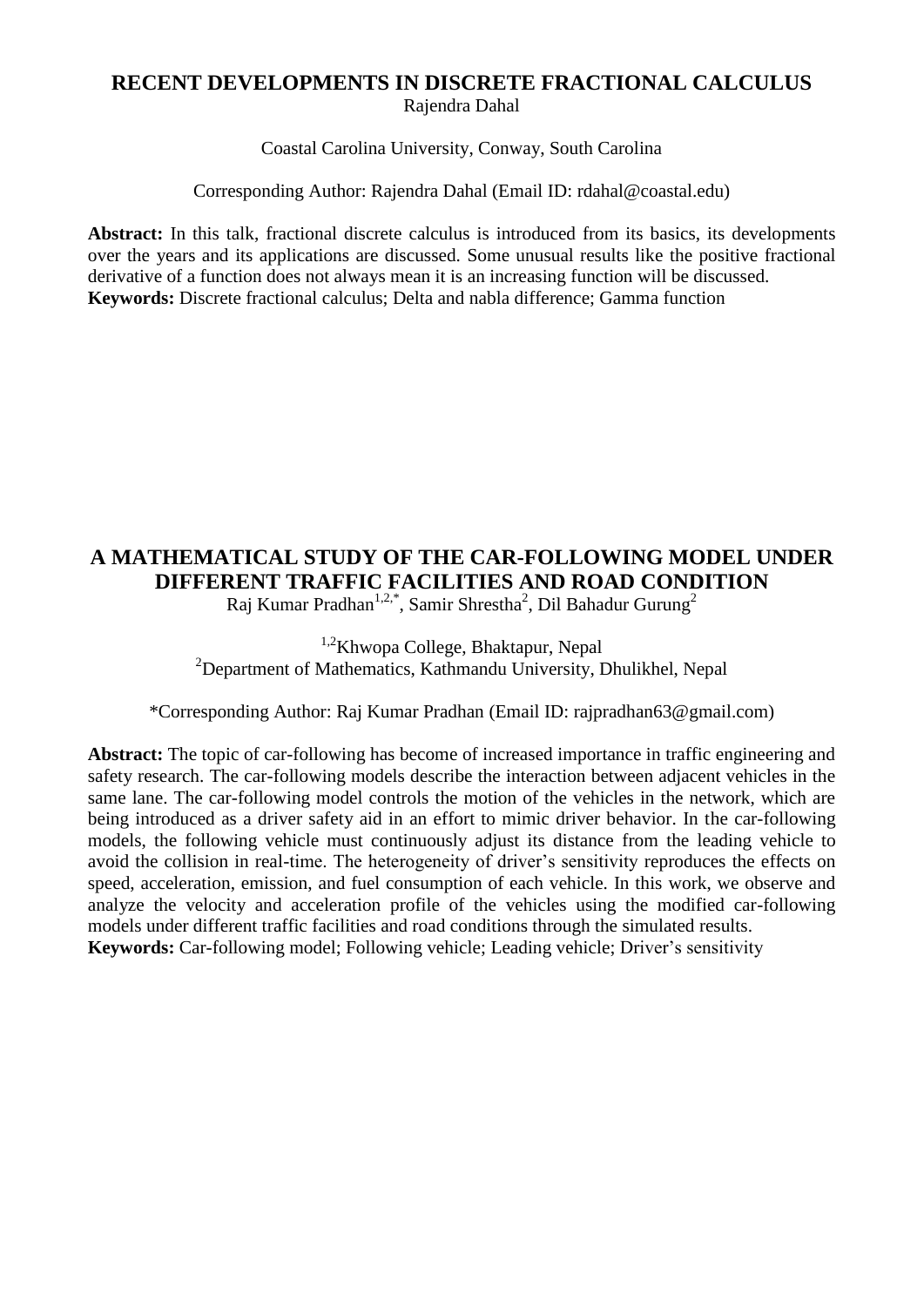## RECENT DEVELOPMENTS IN DISCRETE FRACTIONAL CALCULUS

Rajendra Dahal

Coastal Carolina University, Conway, South Carolina

Corresponding Author: Rajendra Dahal (Email ID: rdahal@coastal.edu)

**Abstract:** In this talk, fractional discrete calculus is introduced from its basics, its developments over the years and its applications are discussed. Some unusual results like the positive fractional derivative of a function does not always mean it is an increasing function will be discussed.
**Keywords:** Discrete fractional calculus; Delta and nabla difference; Gamma function

## A MATHEMATICAL STUDY OF THE CAR-FOLLOWING MODEL UNDER DIFFERENT TRAFFIC FACILITIES AND ROAD CONDITION

Raj Kumar Pradhan[1,2,*], Samir Shrestha[2], Dil Bahadur Gurung[2]

[1,2]Khwopa College, Bhaktapur, Nepal
[2]Department of Mathematics, Kathmandu University, Dhulikhel, Nepal

*Corresponding Author: Raj Kumar Pradhan (Email ID: rajpradhan63@gmail.com)

**Abstract:** The topic of car-following has become of increased importance in traffic engineering and safety research. The car-following models describe the interaction between adjacent vehicles in the same lane. The car-following model controls the motion of the vehicles in the network, which are being introduced as a driver safety aid in an effort to mimic driver behavior. In the car-following models, the following vehicle must continuously adjust its distance from the leading vehicle to avoid the collision in real-time. The heterogeneity of driver's sensitivity reproduces the effects on speed, acceleration, emission, and fuel consumption of each vehicle. In this work, we observe and analyze the velocity and acceleration profile of the vehicles using the modified car-following models under different traffic facilities and road conditions through the simulated results.
**Keywords:** Car-following model; Following vehicle; Leading vehicle; Driver's sensitivity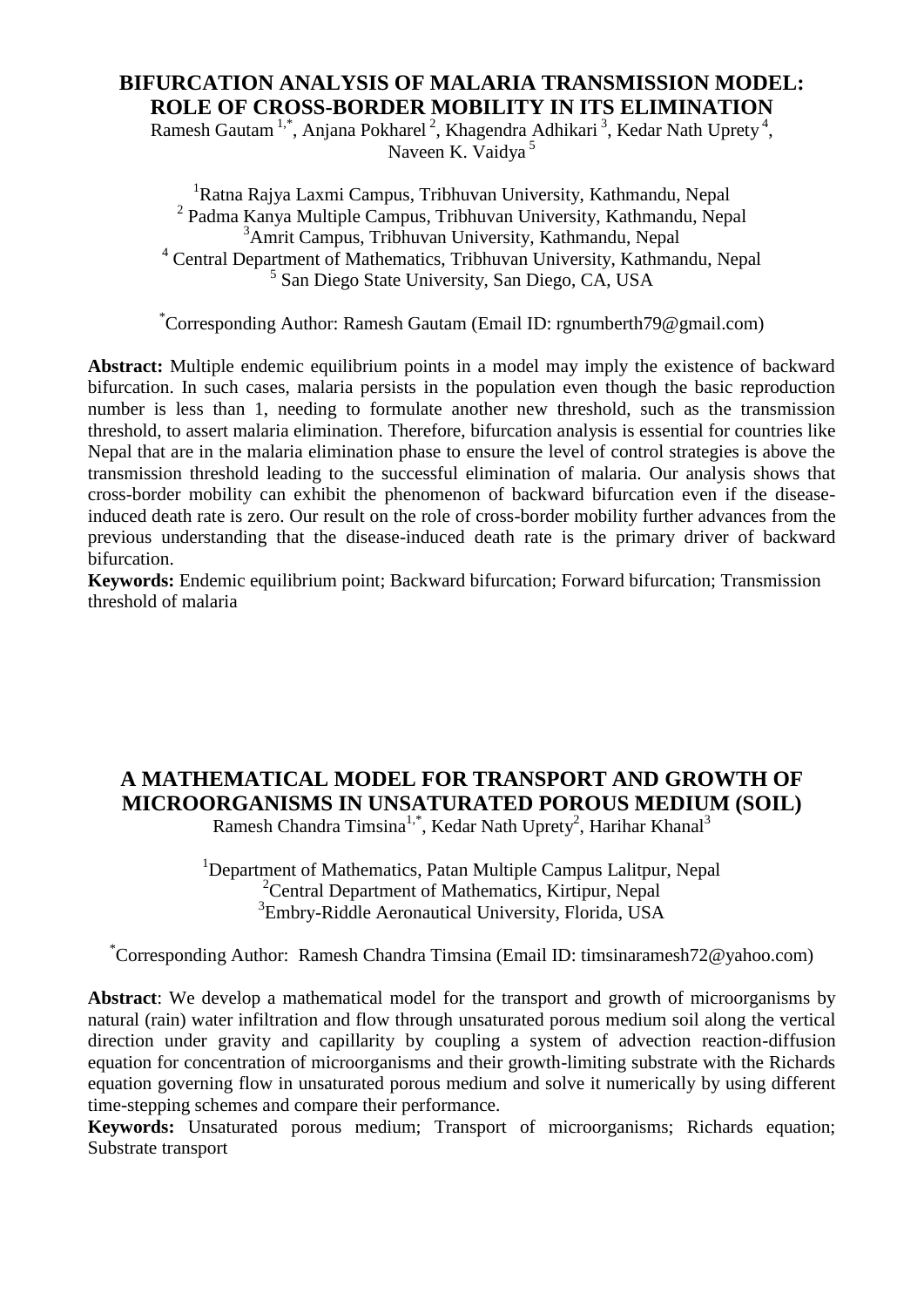## BIFURCATION ANALYSIS OF MALARIA TRANSMISSION MODEL: ROLE OF CROSS-BORDER MOBILITY IN ITS ELIMINATION

Ramesh Gautam [1,*], Anjana Pokharel [2], Khagendra Adhikari [3], Kedar Nath Uprety [4], Naveen K. Vaidya [5]

[1]Ratna Rajya Laxmi Campus, Tribhuvan University, Kathmandu, Nepal
[2] Padma Kanya Multiple Campus, Tribhuvan University, Kathmandu, Nepal
[3]Amrit Campus, Tribhuvan University, Kathmandu, Nepal
[4] Central Department of Mathematics, Tribhuvan University, Kathmandu, Nepal
[5] San Diego State University, San Diego, CA, USA

[*]Corresponding Author: Ramesh Gautam (Email ID: rgnumberth79@gmail.com)

**Abstract:** Multiple endemic equilibrium points in a model may imply the existence of backward bifurcation. In such cases, malaria persists in the population even though the basic reproduction number is less than 1, needing to formulate another new threshold, such as the transmission threshold, to assert malaria elimination. Therefore, bifurcation analysis is essential for countries like Nepal that are in the malaria elimination phase to ensure the level of control strategies is above the transmission threshold leading to the successful elimination of malaria. Our analysis shows that cross-border mobility can exhibit the phenomenon of backward bifurcation even if the disease-induced death rate is zero. Our result on the role of cross-border mobility further advances from the previous understanding that the disease-induced death rate is the primary driver of backward bifurcation.

**Keywords:** Endemic equilibrium point; Backward bifurcation; Forward bifurcation; Transmission threshold of malaria

## A MATHEMATICAL MODEL FOR TRANSPORT AND GROWTH OF MICROORGANISMS IN UNSATURATED POROUS MEDIUM (SOIL)

Ramesh Chandra Timsina[1,*], Kedar Nath Uprety[2], Harihar Khanal[3]

[1]Department of Mathematics, Patan Multiple Campus Lalitpur, Nepal
[2]Central Department of Mathematics, Kirtipur, Nepal
[3]Embry-Riddle Aeronautical University, Florida, USA

[*]Corresponding Author: Ramesh Chandra Timsina (Email ID: timsinaramesh72@yahoo.com)

**Abstract**: We develop a mathematical model for the transport and growth of microorganisms by natural (rain) water infiltration and flow through unsaturated porous medium soil along the vertical direction under gravity and capillarity by coupling a system of advection reaction-diffusion equation for concentration of microorganisms and their growth-limiting substrate with the Richards equation governing flow in unsaturated porous medium and solve it numerically by using different time-stepping schemes and compare their performance.

**Keywords:** Unsaturated porous medium; Transport of microorganisms; Richards equation; Substrate transport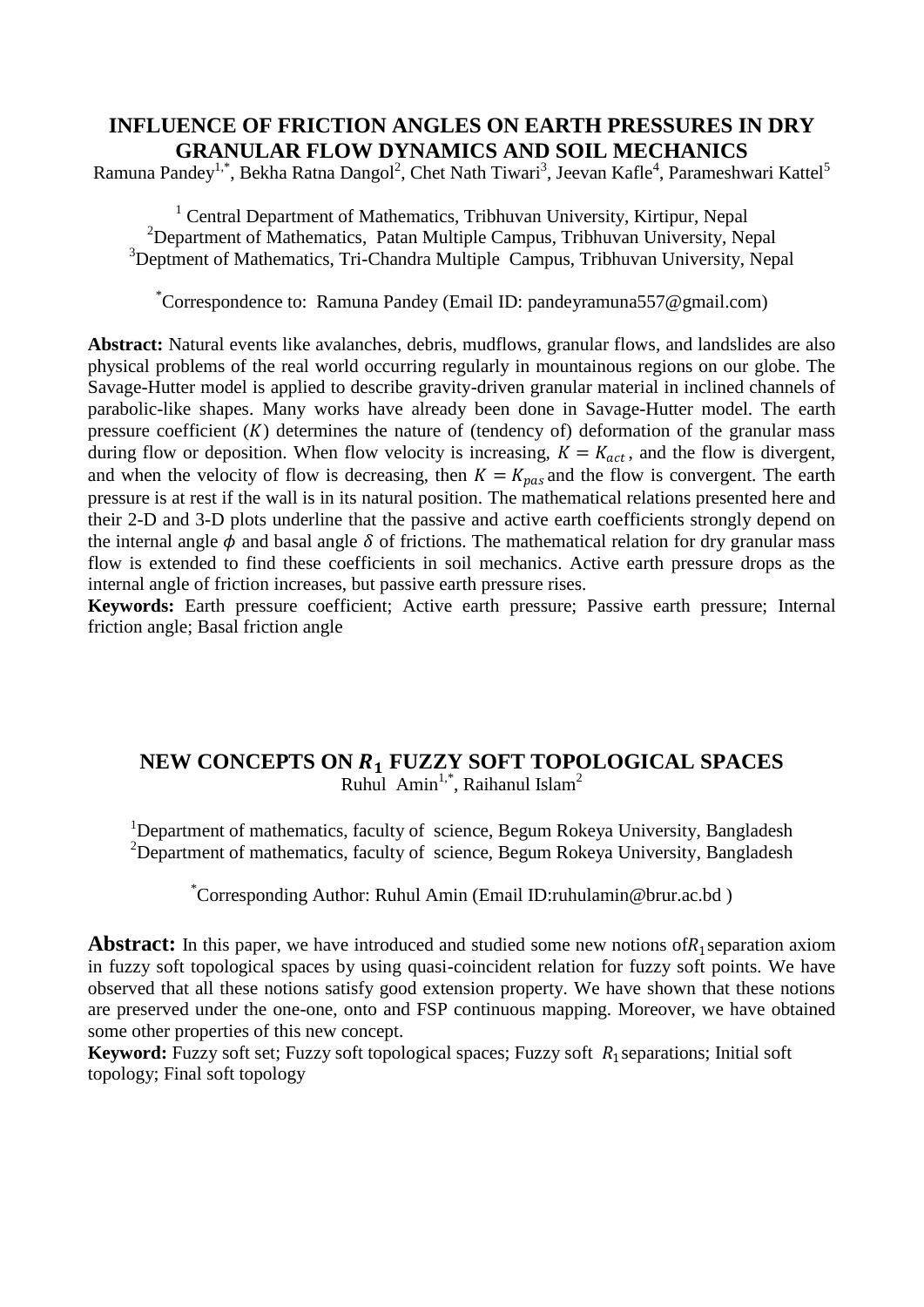# INFLUENCE OF FRICTION ANGLES ON EARTH PRESSURES IN DRY GRANULAR FLOW DYNAMICS AND SOIL MECHANICS

Ramuna Pandey[1,*], Bekha Ratna Dangol[2], Chet Nath Tiwari[3], Jeevan Kafle[4], Parameshwari Kattel[5]

[1] Central Department of Mathematics, Tribhuvan University, Kirtipur, Nepal
[2]Department of Mathematics, Patan Multiple Campus, Tribhuvan University, Nepal
[3]Deptment of Mathematics, Tri-Chandra Multiple Campus, Tribhuvan University, Nepal

[*]Correspondence to: Ramuna Pandey (Email ID: pandeyramuna557@gmail.com)

**Abstract:** Natural events like avalanches, debris, mudflows, granular flows, and landslides are also physical problems of the real world occurring regularly in mountainous regions on our globe. The Savage-Hutter model is applied to describe gravity-driven granular material in inclined channels of parabolic-like shapes. Many works have already been done in Savage-Hutter model. The earth pressure coefficient ($K$) determines the nature of (tendency of) deformation of the granular mass during flow or deposition. When flow velocity is increasing, $K = K_{act}$, and the flow is divergent, and when the velocity of flow is decreasing, then $K = K_{pas}$ and the flow is convergent. The earth pressure is at rest if the wall is in its natural position. The mathematical relations presented here and their 2-D and 3-D plots underline that the passive and active earth coefficients strongly depend on the internal angle $\phi$ and basal angle $\delta$ of frictions. The mathematical relation for dry granular mass flow is extended to find these coefficients in soil mechanics. Active earth pressure drops as the internal angle of friction increases, but passive earth pressure rises.

**Keywords:** Earth pressure coefficient; Active earth pressure; Passive earth pressure; Internal friction angle; Basal friction angle

# NEW CONCEPTS ON $R_1$ FUZZY SOFT TOPOLOGICAL SPACES

Ruhul Amin[1,*], Raihanul Islam[2]

[1]Department of mathematics, faculty of science, Begum Rokeya University, Bangladesh
[2]Department of mathematics, faculty of science, Begum Rokeya University, Bangladesh

[*]Corresponding Author: Ruhul Amin (Email ID:ruhulamin@brur.ac.bd )

**Abstract:** In this paper, we have introduced and studied some new notions of$R_1$ separation axiom in fuzzy soft topological spaces by using quasi-coincident relation for fuzzy soft points. We have observed that all these notions satisfy good extension property. We have shown that these notions are preserved under the one-one, onto and FSP continuous mapping. Moreover, we have obtained some other properties of this new concept.

**Keyword:** Fuzzy soft set; Fuzzy soft topological spaces; Fuzzy soft $R_1$ separations; Initial soft topology; Final soft topology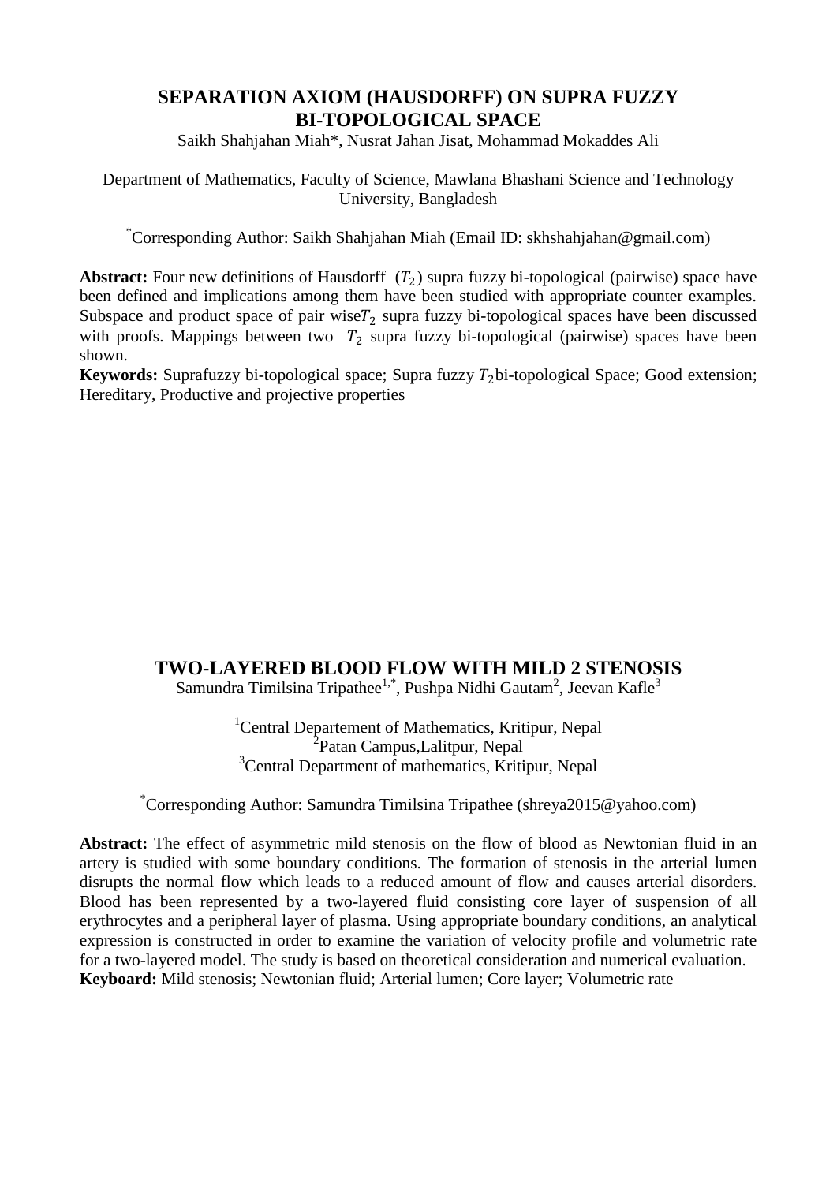## SEPARATION AXIOM (HAUSDORFF) ON SUPRA FUZZY BI-TOPOLOGICAL SPACE

Saikh Shahjahan Miah*, Nusrat Jahan Jisat, Mohammad Mokaddes Ali

Department of Mathematics, Faculty of Science, Mawlana Bhashani Science and Technology University, Bangladesh

*Corresponding Author: Saikh Shahjahan Miah (Email ID: skhshahjahan@gmail.com)

**Abstract:** Four new definitions of Hausdorff ($T_2$) supra fuzzy bi-topological (pairwise) space have been defined and implications among them have been studied with appropriate counter examples. Subspace and product space of pair wise $T_2$ supra fuzzy bi-topological spaces have been discussed with proofs. Mappings between two $T_2$ supra fuzzy bi-topological (pairwise) spaces have been shown.

**Keywords:** Suprafuzzy bi-topological space; Supra fuzzy $T_2$ bi-topological Space; Good extension; Hereditary, Productive and projective properties

## TWO-LAYERED BLOOD FLOW WITH MILD 2 STENOSIS

Samundra Timilsina Tripathee[1,*], Pushpa Nidhi Gautam[2], Jeevan Kafle[3]

[1]Central Departement of Mathematics, Kritipur, Nepal
[2]Patan Campus,Lalitpur, Nepal
[3]Central Department of mathematics, Kritipur, Nepal

*Corresponding Author: Samundra Timilsina Tripathee (shreya2015@yahoo.com)

**Abstract:** The effect of asymmetric mild stenosis on the flow of blood as Newtonian fluid in an artery is studied with some boundary conditions. The formation of stenosis in the arterial lumen disrupts the normal flow which leads to a reduced amount of flow and causes arterial disorders. Blood has been represented by a two-layered fluid consisting core layer of suspension of all erythrocytes and a peripheral layer of plasma. Using appropriate boundary conditions, an analytical expression is constructed in order to examine the variation of velocity profile and volumetric rate for a two-layered model. The study is based on theoretical consideration and numerical evaluation.

**Keyboard:** Mild stenosis; Newtonian fluid; Arterial lumen; Core layer; Volumetric rate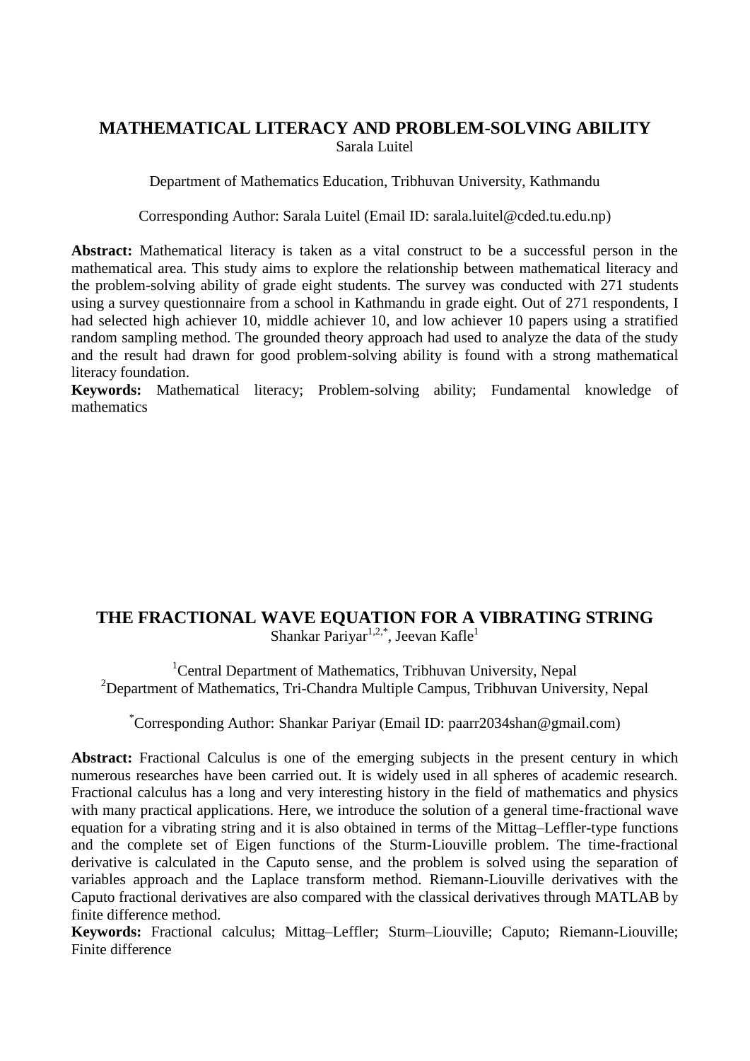## MATHEMATICAL LITERACY AND PROBLEM-SOLVING ABILITY

Sarala Luitel

Department of Mathematics Education, Tribhuvan University, Kathmandu

Corresponding Author: Sarala Luitel (Email ID: sarala.luitel@cded.tu.edu.np)

**Abstract:** Mathematical literacy is taken as a vital construct to be a successful person in the mathematical area. This study aims to explore the relationship between mathematical literacy and the problem-solving ability of grade eight students. The survey was conducted with 271 students using a survey questionnaire from a school in Kathmandu in grade eight. Out of 271 respondents, I had selected high achiever 10, middle achiever 10, and low achiever 10 papers using a stratified random sampling method. The grounded theory approach had used to analyze the data of the study and the result had drawn for good problem-solving ability is found with a strong mathematical literacy foundation.

**Keywords:** Mathematical literacy; Problem-solving ability; Fundamental knowledge of mathematics

## THE FRACTIONAL WAVE EQUATION FOR A VIBRATING STRING

Shankar Pariyar[1,2,*], Jeevan Kafle[1]

[1]Central Department of Mathematics, Tribhuvan University, Nepal
[2]Department of Mathematics, Tri-Chandra Multiple Campus, Tribhuvan University, Nepal

[*]Corresponding Author: Shankar Pariyar (Email ID: paarr2034shan@gmail.com)

**Abstract:** Fractional Calculus is one of the emerging subjects in the present century in which numerous researches have been carried out. It is widely used in all spheres of academic research. Fractional calculus has a long and very interesting history in the field of mathematics and physics with many practical applications. Here, we introduce the solution of a general time-fractional wave equation for a vibrating string and it is also obtained in terms of the Mittag–Leffler-type functions and the complete set of Eigen functions of the Sturm-Liouville problem. The time-fractional derivative is calculated in the Caputo sense, and the problem is solved using the separation of variables approach and the Laplace transform method. Riemann-Liouville derivatives with the Caputo fractional derivatives are also compared with the classical derivatives through MATLAB by finite difference method.

**Keywords:** Fractional calculus; Mittag–Leffler; Sturm–Liouville; Caputo; Riemann-Liouville; Finite difference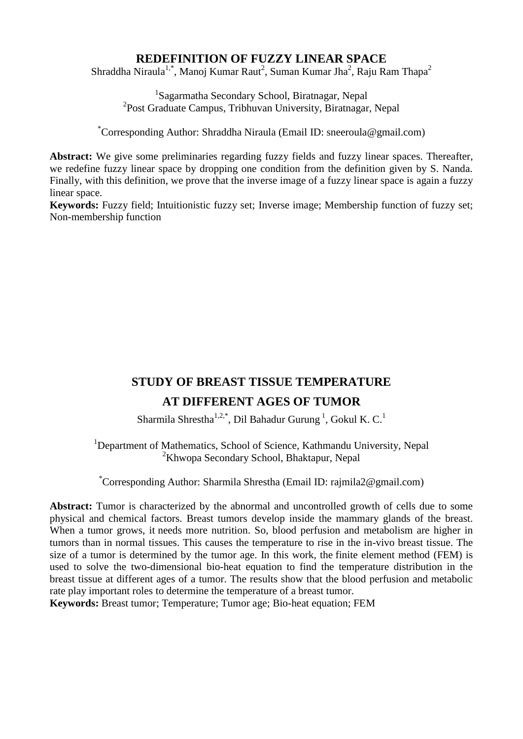## REDEFINITION OF FUZZY LINEAR SPACE

Shraddha Niraula[1,*], Manoj Kumar Raut[2], Suman Kumar Jha[2], Raju Ram Thapa[2]

[1]Sagarmatha Secondary School, Biratnagar, Nepal
[2]Post Graduate Campus, Tribhuvan University, Biratnagar, Nepal

[*]Corresponding Author: Shraddha Niraula (Email ID: sneeroula@gmail.com)

**Abstract:** We give some preliminaries regarding fuzzy fields and fuzzy linear spaces. Thereafter, we redefine fuzzy linear space by dropping one condition from the definition given by S. Nanda. Finally, with this definition, we prove that the inverse image of a fuzzy linear space is again a fuzzy linear space.

**Keywords:** Fuzzy field; Intuitionistic fuzzy set; Inverse image; Membership function of fuzzy set; Non-membership function

## STUDY OF BREAST TISSUE TEMPERATURE AT DIFFERENT AGES OF TUMOR

Sharmila Shrestha[1,2,*], Dil Bahadur Gurung[1], Gokul K. C.[1]

[1]Department of Mathematics, School of Science, Kathmandu University, Nepal
[2]Khwopa Secondary School, Bhaktapur, Nepal

[*]Corresponding Author: Sharmila Shrestha (Email ID: rajmila2@gmail.com)

**Abstract:** Tumor is characterized by the abnormal and uncontrolled growth of cells due to some physical and chemical factors. Breast tumors develop inside the mammary glands of the breast. When a tumor grows, it needs more nutrition. So, blood perfusion and metabolism are higher in tumors than in normal tissues. This causes the temperature to rise in the in-vivo breast tissue. The size of a tumor is determined by the tumor age. In this work, the finite element method (FEM) is used to solve the two-dimensional bio-heat equation to find the temperature distribution in the breast tissue at different ages of a tumor. The results show that the blood perfusion and metabolic rate play important roles to determine the temperature of a breast tumor.

**Keywords:** Breast tumor; Temperature; Tumor age; Bio-heat equation; FEM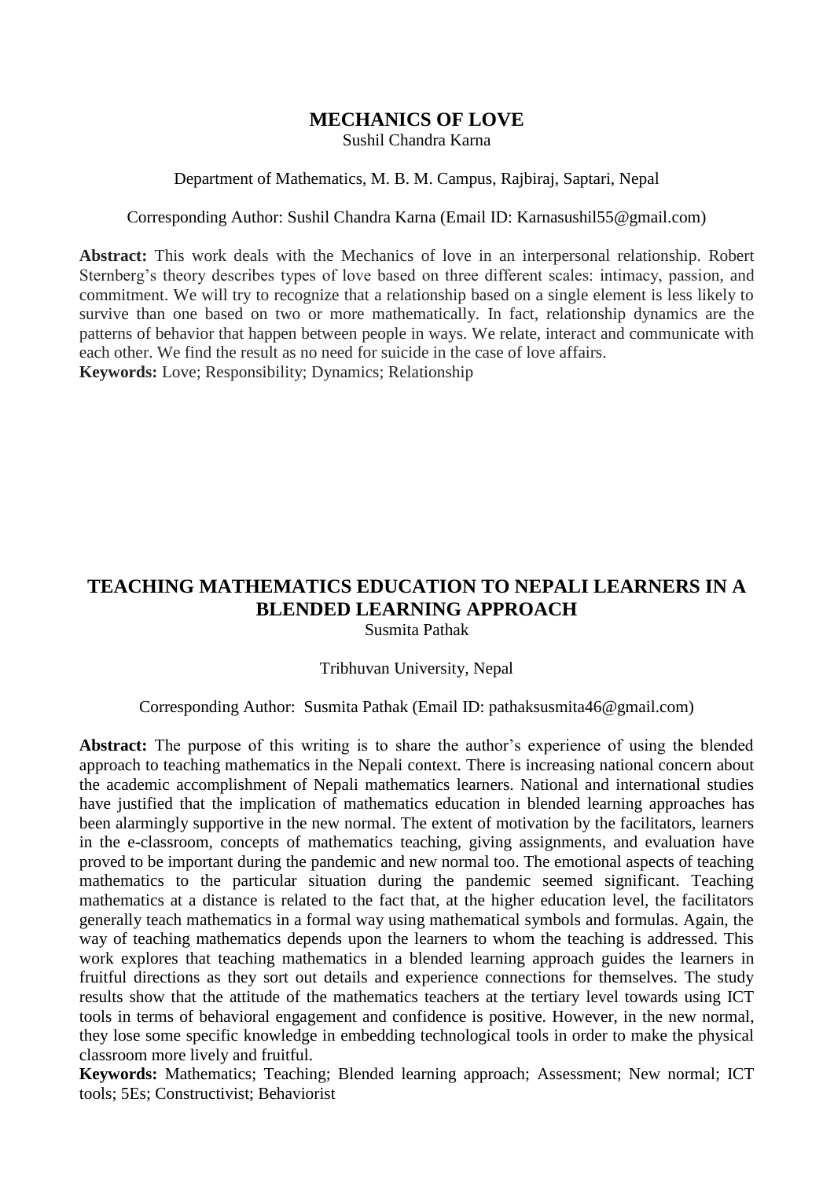## MECHANICS OF LOVE

Sushil Chandra Karna

Department of Mathematics, M. B. M. Campus, Rajbiraj, Saptari, Nepal

Corresponding Author: Sushil Chandra Karna (Email ID: Karnasushil55@gmail.com)

**Abstract:** This work deals with the Mechanics of love in an interpersonal relationship. Robert Sternberg's theory describes types of love based on three different scales: intimacy, passion, and commitment. We will try to recognize that a relationship based on a single element is less likely to survive than one based on two or more mathematically. In fact, relationship dynamics are the patterns of behavior that happen between people in ways. We relate, interact and communicate with each other. We find the result as no need for suicide in the case of love affairs.

**Keywords:** Love; Responsibility; Dynamics; Relationship

## TEACHING MATHEMATICS EDUCATION TO NEPALI LEARNERS IN A BLENDED LEARNING APPROACH

Susmita Pathak

Tribhuvan University, Nepal

Corresponding Author: Susmita Pathak (Email ID: pathaksusmita46@gmail.com)

**Abstract:** The purpose of this writing is to share the author's experience of using the blended approach to teaching mathematics in the Nepali context. There is increasing national concern about the academic accomplishment of Nepali mathematics learners. National and international studies have justified that the implication of mathematics education in blended learning approaches has been alarmingly supportive in the new normal. The extent of motivation by the facilitators, learners in the e-classroom, concepts of mathematics teaching, giving assignments, and evaluation have proved to be important during the pandemic and new normal too. The emotional aspects of teaching mathematics to the particular situation during the pandemic seemed significant. Teaching mathematics at a distance is related to the fact that, at the higher education level, the facilitators generally teach mathematics in a formal way using mathematical symbols and formulas. Again, the way of teaching mathematics depends upon the learners to whom the teaching is addressed. This work explores that teaching mathematics in a blended learning approach guides the learners in fruitful directions as they sort out details and experience connections for themselves. The study results show that the attitude of the mathematics teachers at the tertiary level towards using ICT tools in terms of behavioral engagement and confidence is positive. However, in the new normal, they lose some specific knowledge in embedding technological tools in order to make the physical classroom more lively and fruitful.

**Keywords:** Mathematics; Teaching; Blended learning approach; Assessment; New normal; ICT tools; 5Es; Constructivist; Behaviorist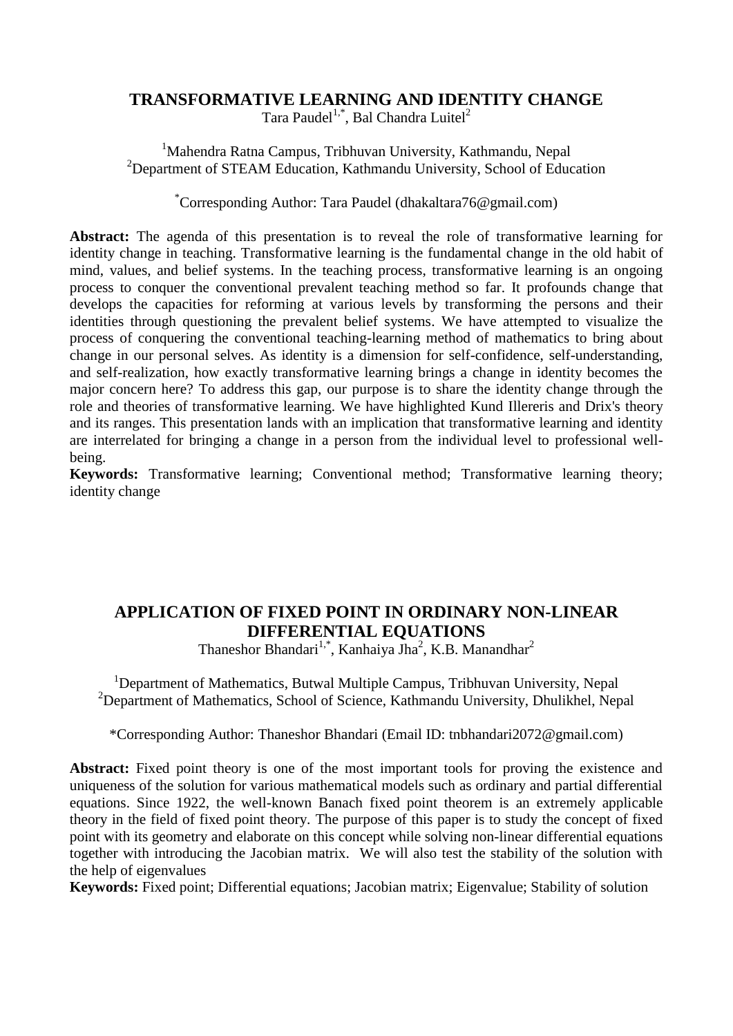## TRANSFORMATIVE LEARNING AND IDENTITY CHANGE

Tara Paudel[1,*], Bal Chandra Luitel[2]

[1]Mahendra Ratna Campus, Tribhuvan University, Kathmandu, Nepal
[2]Department of STEAM Education, Kathmandu University, School of Education

[*]Corresponding Author: Tara Paudel (dhakaltara76@gmail.com)

**Abstract:** The agenda of this presentation is to reveal the role of transformative learning for identity change in teaching. Transformative learning is the fundamental change in the old habit of mind, values, and belief systems. In the teaching process, transformative learning is an ongoing process to conquer the conventional prevalent teaching method so far. It profounds change that develops the capacities for reforming at various levels by transforming the persons and their identities through questioning the prevalent belief systems. We have attempted to visualize the process of conquering the conventional teaching-learning method of mathematics to bring about change in our personal selves. As identity is a dimension for self-confidence, self-understanding, and self-realization, how exactly transformative learning brings a change in identity becomes the major concern here? To address this gap, our purpose is to share the identity change through the role and theories of transformative learning. We have highlighted Kund Illereris and Drix's theory and its ranges. This presentation lands with an implication that transformative learning and identity are interrelated for bringing a change in a person from the individual level to professional well-being.

**Keywords:** Transformative learning; Conventional method; Transformative learning theory; identity change

## APPLICATION OF FIXED POINT IN ORDINARY NON-LINEAR DIFFERENTIAL EQUATIONS

Thaneshor Bhandari[1,*], Kanhaiya Jha[2], K.B. Manandhar[2]

[1]Department of Mathematics, Butwal Multiple Campus, Tribhuvan University, Nepal
[2]Department of Mathematics, School of Science, Kathmandu University, Dhulikhel, Nepal

*Corresponding Author: Thaneshor Bhandari (Email ID: tnbhandari2072@gmail.com)

**Abstract:** Fixed point theory is one of the most important tools for proving the existence and uniqueness of the solution for various mathematical models such as ordinary and partial differential equations. Since 1922, the well-known Banach fixed point theorem is an extremely applicable theory in the field of fixed point theory. The purpose of this paper is to study the concept of fixed point with its geometry and elaborate on this concept while solving non-linear differential equations together with introducing the Jacobian matrix. We will also test the stability of the solution with the help of eigenvalues

**Keywords:** Fixed point; Differential equations; Jacobian matrix; Eigenvalue; Stability of solution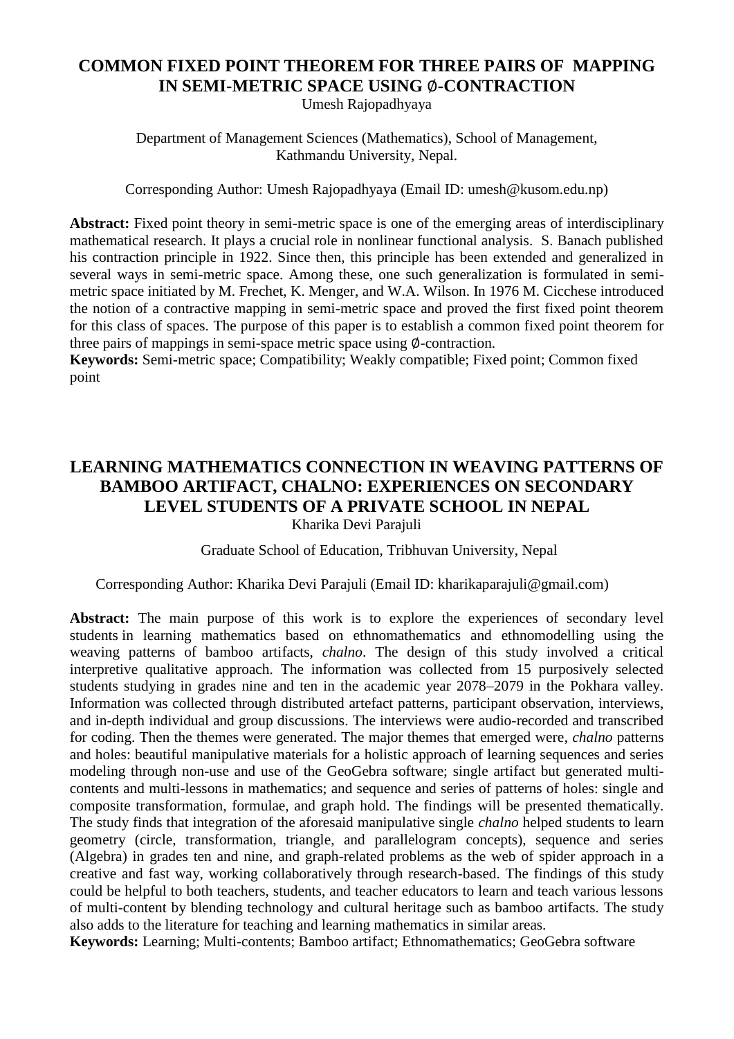## COMMON FIXED POINT THEOREM FOR THREE PAIRS OF MAPPING IN SEMI-METRIC SPACE USING ∅-CONTRACTION

Umesh Rajopadhyaya

Department of Management Sciences (Mathematics), School of Management, Kathmandu University, Nepal.

Corresponding Author: Umesh Rajopadhyaya (Email ID: umesh@kusom.edu.np)

**Abstract:** Fixed point theory in semi-metric space is one of the emerging areas of interdisciplinary mathematical research. It plays a crucial role in nonlinear functional analysis. S. Banach published his contraction principle in 1922. Since then, this principle has been extended and generalized in several ways in semi-metric space. Among these, one such generalization is formulated in semi-metric space initiated by M. Frechet, K. Menger, and W.A. Wilson. In 1976 M. Cicchese introduced the notion of a contractive mapping in semi-metric space and proved the first fixed point theorem for this class of spaces. The purpose of this paper is to establish a common fixed point theorem for three pairs of mappings in semi-space metric space using ∅-contraction.

**Keywords:** Semi-metric space; Compatibility; Weakly compatible; Fixed point; Common fixed point

## LEARNING MATHEMATICS CONNECTION IN WEAVING PATTERNS OF BAMBOO ARTIFACT, CHALNO: EXPERIENCES ON SECONDARY LEVEL STUDENTS OF A PRIVATE SCHOOL IN NEPAL

Kharika Devi Parajuli

Graduate School of Education, Tribhuvan University, Nepal

Corresponding Author: Kharika Devi Parajuli (Email ID: kharikaparajuli@gmail.com)

**Abstract:** The main purpose of this work is to explore the experiences of secondary level students in learning mathematics based on ethnomathematics and ethnomodelling using the weaving patterns of bamboo artifacts, *chalno*. The design of this study involved a critical interpretive qualitative approach. The information was collected from 15 purposively selected students studying in grades nine and ten in the academic year 2078–2079 in the Pokhara valley. Information was collected through distributed artefact patterns, participant observation, interviews, and in-depth individual and group discussions. The interviews were audio-recorded and transcribed for coding. Then the themes were generated. The major themes that emerged were, *chalno* patterns and holes: beautiful manipulative materials for a holistic approach of learning sequences and series modeling through non-use and use of the GeoGebra software; single artifact but generated multi-contents and multi-lessons in mathematics; and sequence and series of patterns of holes: single and composite transformation, formulae, and graph hold. The findings will be presented thematically. The study finds that integration of the aforesaid manipulative single *chalno* helped students to learn geometry (circle, transformation, triangle, and parallelogram concepts), sequence and series (Algebra) in grades ten and nine, and graph-related problems as the web of spider approach in a creative and fast way, working collaboratively through research-based. The findings of this study could be helpful to both teachers, students, and teacher educators to learn and teach various lessons of multi-content by blending technology and cultural heritage such as bamboo artifacts. The study also adds to the literature for teaching and learning mathematics in similar areas.

**Keywords:** Learning; Multi-contents; Bamboo artifact; Ethnomathematics; GeoGebra software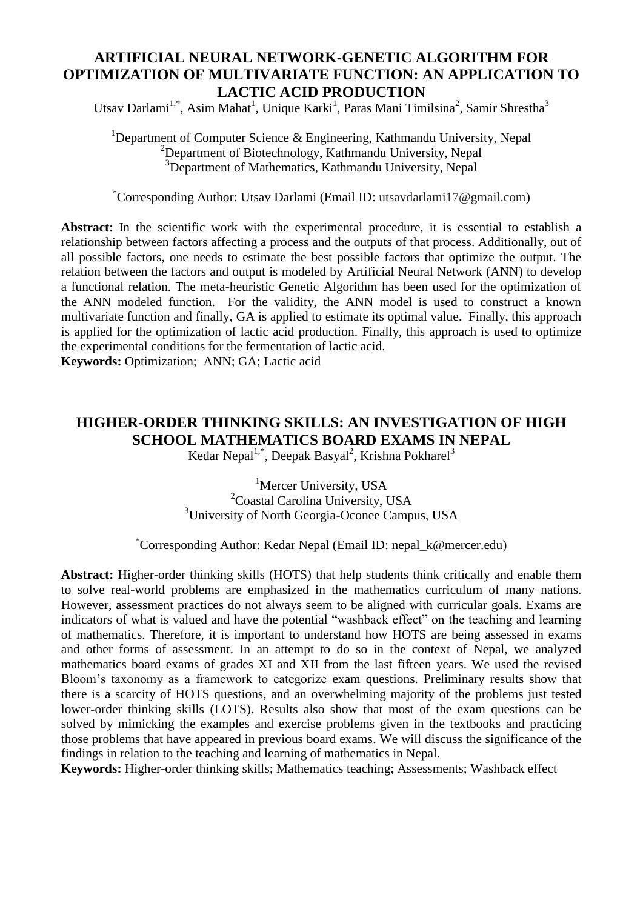## ARTIFICIAL NEURAL NETWORK-GENETIC ALGORITHM FOR OPTIMIZATION OF MULTIVARIATE FUNCTION: AN APPLICATION TO LACTIC ACID PRODUCTION

Utsav Darlami[1,*], Asim Mahat[1], Unique Karki[1], Paras Mani Timilsina[2], Samir Shrestha[3]

[1]Department of Computer Science & Engineering, Kathmandu University, Nepal
[2]Department of Biotechnology, Kathmandu University, Nepal
[3]Department of Mathematics, Kathmandu University, Nepal

[*]Corresponding Author: Utsav Darlami (Email ID: utsavdarlami17@gmail.com)

**Abstract**: In the scientific work with the experimental procedure, it is essential to establish a relationship between factors affecting a process and the outputs of that process. Additionally, out of all possible factors, one needs to estimate the best possible factors that optimize the output. The relation between the factors and output is modeled by Artificial Neural Network (ANN) to develop a functional relation. The meta-heuristic Genetic Algorithm has been used for the optimization of the ANN modeled function. For the validity, the ANN model is used to construct a known multivariate function and finally, GA is applied to estimate its optimal value. Finally, this approach is applied for the optimization of lactic acid production. Finally, this approach is used to optimize the experimental conditions for the fermentation of lactic acid.

**Keywords:** Optimization; ANN; GA; Lactic acid

## HIGHER-ORDER THINKING SKILLS: AN INVESTIGATION OF HIGH SCHOOL MATHEMATICS BOARD EXAMS IN NEPAL

Kedar Nepal[1,*], Deepak Basyal[2], Krishna Pokharel[3]

[1]Mercer University, USA
[2]Coastal Carolina University, USA
[3]University of North Georgia-Oconee Campus, USA

[*]Corresponding Author: Kedar Nepal (Email ID: nepal_k@mercer.edu)

**Abstract:** Higher-order thinking skills (HOTS) that help students think critically and enable them to solve real-world problems are emphasized in the mathematics curriculum of many nations. However, assessment practices do not always seem to be aligned with curricular goals. Exams are indicators of what is valued and have the potential "washback effect" on the teaching and learning of mathematics. Therefore, it is important to understand how HOTS are being assessed in exams and other forms of assessment. In an attempt to do so in the context of Nepal, we analyzed mathematics board exams of grades XI and XII from the last fifteen years. We used the revised Bloom's taxonomy as a framework to categorize exam questions. Preliminary results show that there is a scarcity of HOTS questions, and an overwhelming majority of the problems just tested lower-order thinking skills (LOTS). Results also show that most of the exam questions can be solved by mimicking the examples and exercise problems given in the textbooks and practicing those problems that have appeared in previous board exams. We will discuss the significance of the findings in relation to the teaching and learning of mathematics in Nepal.

**Keywords:** Higher-order thinking skills; Mathematics teaching; Assessments; Washback effect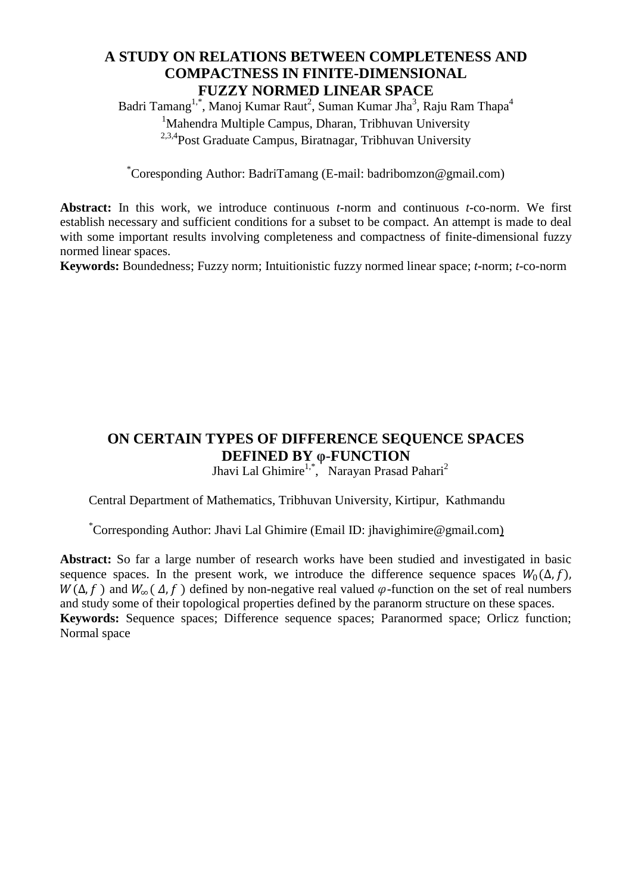## A STUDY ON RELATIONS BETWEEN COMPLETENESS AND COMPACTNESS IN FINITE-DIMENSIONAL FUZZY NORMED LINEAR SPACE

Badri Tamang[1,*], Manoj Kumar Raut[2], Suman Kumar Jha[3], Raju Ram Thapa[4]

[1]Mahendra Multiple Campus, Dharan, Tribhuvan University

[2,3,4]Post Graduate Campus, Biratnagar, Tribhuvan University

[*]Coresponding Author: BadriTamang (E-mail: badribomzon@gmail.com)

**Abstract:** In this work, we introduce continuous *t*-norm and continuous *t*-co-norm. We first establish necessary and sufficient conditions for a subset to be compact. An attempt is made to deal with some important results involving completeness and compactness of finite-dimensional fuzzy normed linear spaces.

**Keywords:** Boundedness; Fuzzy norm; Intuitionistic fuzzy normed linear space; *t*-norm; *t*-co-norm

## ON CERTAIN TYPES OF DIFFERENCE SEQUENCE SPACES DEFINED BY φ-FUNCTION

Jhavi Lal Ghimire[1,*], Narayan Prasad Pahari[2]

Central Department of Mathematics, Tribhuvan University, Kirtipur, Kathmandu

[*]Corresponding Author: Jhavi Lal Ghimire (Email ID: jhavighimire@gmail.com)

**Abstract:** So far a large number of research works have been studied and investigated in basic sequence spaces. In the present work, we introduce the difference sequence spaces $W_0(\Delta, f)$, $W(\Delta, f)$ and $W_\infty(\Delta, f)$ defined by non-negative real valued $\varphi$-function on the set of real numbers and study some of their topological properties defined by the paranorm structure on these spaces.

**Keywords:** Sequence spaces; Difference sequence spaces; Paranormed space; Orlicz function; Normal space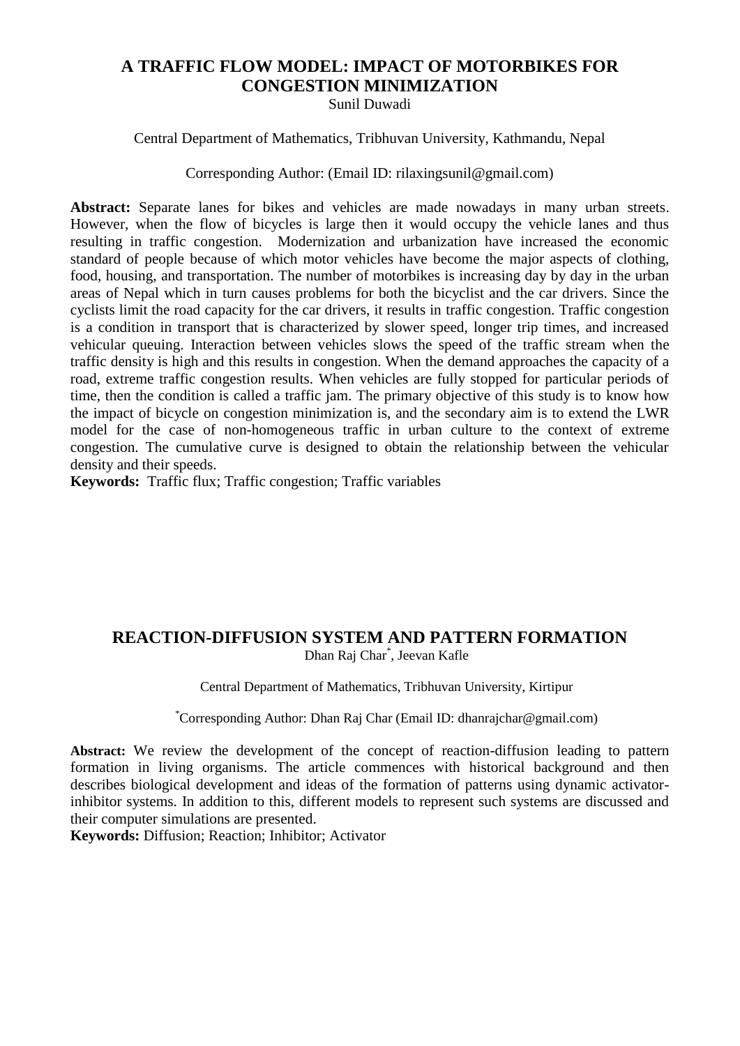## A TRAFFIC FLOW MODEL: IMPACT OF MOTORBIKES FOR CONGESTION MINIMIZATION

Sunil Duwadi

Central Department of Mathematics, Tribhuvan University, Kathmandu, Nepal

Corresponding Author: (Email ID: rilaxingsunil@gmail.com)

**Abstract:** Separate lanes for bikes and vehicles are made nowadays in many urban streets. However, when the flow of bicycles is large then it would occupy the vehicle lanes and thus resulting in traffic congestion. Modernization and urbanization have increased the economic standard of people because of which motor vehicles have become the major aspects of clothing, food, housing, and transportation. The number of motorbikes is increasing day by day in the urban areas of Nepal which in turn causes problems for both the bicyclist and the car drivers. Since the cyclists limit the road capacity for the car drivers, it results in traffic congestion. Traffic congestion is a condition in transport that is characterized by slower speed, longer trip times, and increased vehicular queuing. Interaction between vehicles slows the speed of the traffic stream when the traffic density is high and this results in congestion. When the demand approaches the capacity of a road, extreme traffic congestion results. When vehicles are fully stopped for particular periods of time, then the condition is called a traffic jam. The primary objective of this study is to know how the impact of bicycle on congestion minimization is, and the secondary aim is to extend the LWR model for the case of non-homogeneous traffic in urban culture to the context of extreme congestion. The cumulative curve is designed to obtain the relationship between the vehicular density and their speeds.

**Keywords:** Traffic flux; Traffic congestion; Traffic variables

## REACTION-DIFFUSION SYSTEM AND PATTERN FORMATION

Dhan Raj Char[*], Jeevan Kafle

Central Department of Mathematics, Tribhuvan University, Kirtipur

[*]Corresponding Author: Dhan Raj Char (Email ID: dhanrajchar@gmail.com)

**Abstract:** We review the development of the concept of reaction-diffusion leading to pattern formation in living organisms. The article commences with historical background and then describes biological development and ideas of the formation of patterns using dynamic activator-inhibitor systems. In addition to this, different models to represent such systems are discussed and their computer simulations are presented.

**Keywords:** Diffusion; Reaction; Inhibitor; Activator